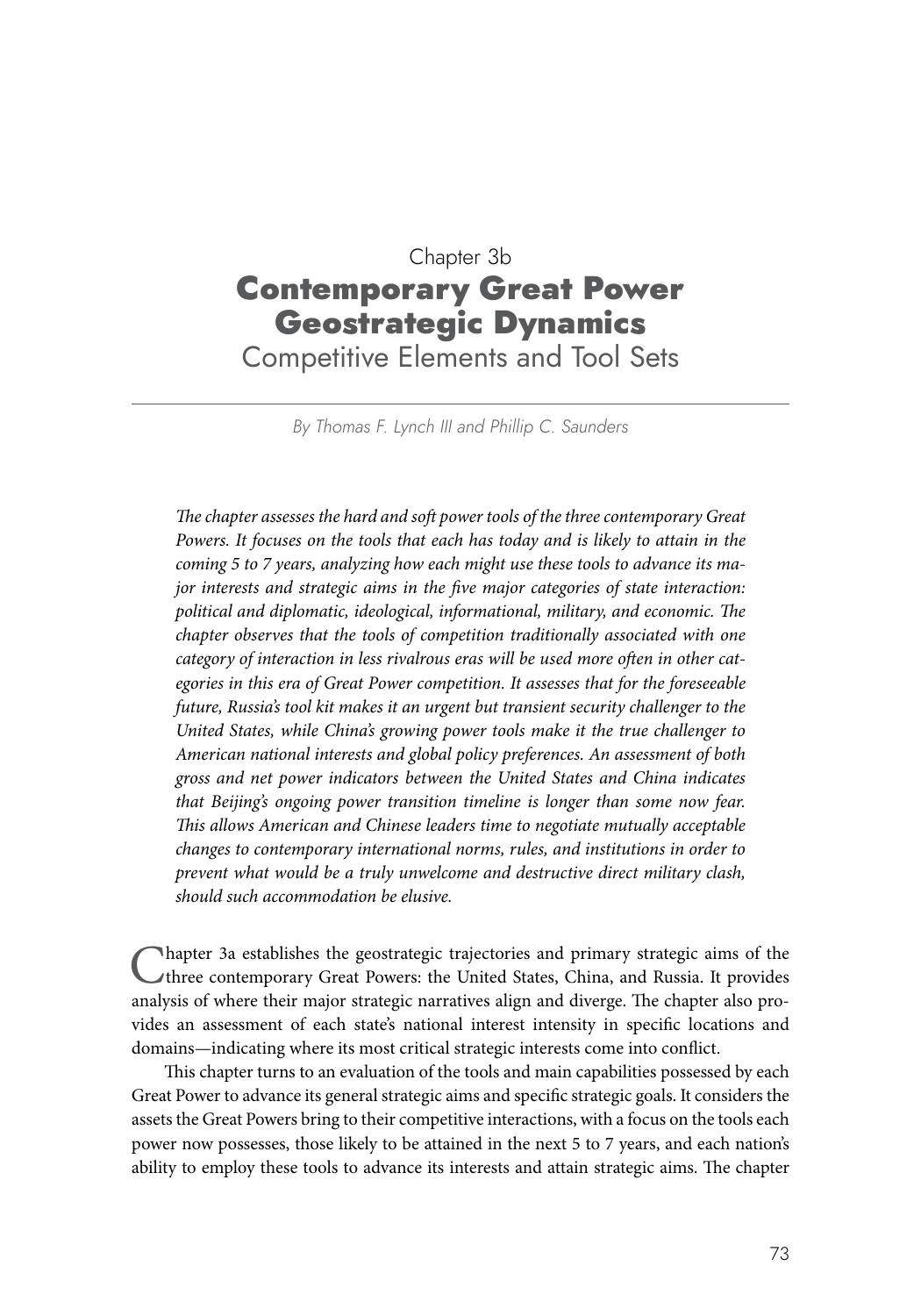Chapter 3b

# Contemporary Great Power Geostrategic Dynamics

## Competitive Elements and Tool Sets

*By Thomas F. Lynch III and Phillip C. Saunders*

*The chapter assesses the hard and soft power tools of the three contemporary Great Powers. It focuses on the tools that each has today and is likely to attain in the coming 5 to 7 years, analyzing how each might use these tools to advance its major interests and strategic aims in the five major categories of state interaction: political and diplomatic, ideological, informational, military, and economic. The chapter observes that the tools of competition traditionally associated with one category of interaction in less rivalrous eras will be used more often in other categories in this era of Great Power competition. It assesses that for the foreseeable future, Russia's tool kit makes it an urgent but transient security challenger to the United States, while China's growing power tools make it the true challenger to American national interests and global policy preferences. An assessment of both gross and net power indicators between the United States and China indicates that Beijing's ongoing power transition timeline is longer than some now fear. This allows American and Chinese leaders time to negotiate mutually acceptable changes to contemporary international norms, rules, and institutions in order to prevent what would be a truly unwelcome and destructive direct military clash, should such accommodation be elusive.*

Chapter 3a establishes the geostrategic trajectories and primary strategic aims of the three contemporary Great Powers: the United States, China, and Russia. It provides analysis of where their major strategic narratives align and diverge. The chapter also provides an assessment of each state's national interest intensity in specific locations and domains—indicating where its most critical strategic interests come into conflict.

This chapter turns to an evaluation of the tools and main capabilities possessed by each Great Power to advance its general strategic aims and specific strategic goals. It considers the assets the Great Powers bring to their competitive interactions, with a focus on the tools each power now possesses, those likely to be attained in the next 5 to 7 years, and each nation's ability to employ these tools to advance its interests and attain strategic aims. The chapter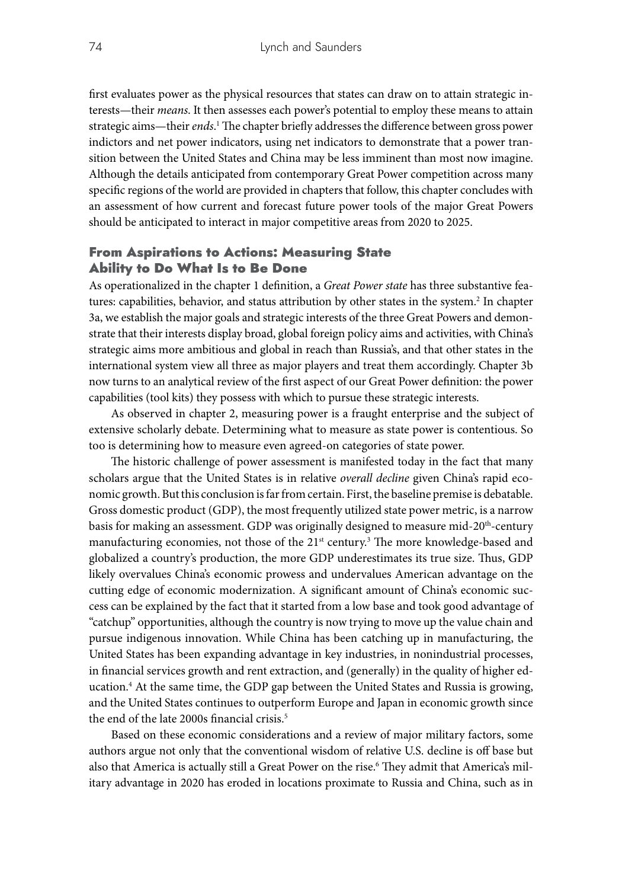first evaluates power as the physical resources that states can draw on to attain strategic interests—their *means*. It then assesses each power's potential to employ these means to attain strategic aims—their *ends*.[1] The chapter briefly addresses the difference between gross power indictors and net power indicators, using net indicators to demonstrate that a power transition between the United States and China may be less imminent than most now imagine. Although the details anticipated from contemporary Great Power competition across many specific regions of the world are provided in chapters that follow, this chapter concludes with an assessment of how current and forecast future power tools of the major Great Powers should be anticipated to interact in major competitive areas from 2020 to 2025.

## From Aspirations to Actions: Measuring State Ability to Do What Is to Be Done

As operationalized in the chapter 1 definition, a *Great Power state* has three substantive features: capabilities, behavior, and status attribution by other states in the system.[2] In chapter 3a, we establish the major goals and strategic interests of the three Great Powers and demonstrate that their interests display broad, global foreign policy aims and activities, with China's strategic aims more ambitious and global in reach than Russia's, and that other states in the international system view all three as major players and treat them accordingly. Chapter 3b now turns to an analytical review of the first aspect of our Great Power definition: the power capabilities (tool kits) they possess with which to pursue these strategic interests.

As observed in chapter 2, measuring power is a fraught enterprise and the subject of extensive scholarly debate. Determining what to measure as state power is contentious. So too is determining how to measure even agreed-on categories of state power.

The historic challenge of power assessment is manifested today in the fact that many scholars argue that the United States is in relative *overall decline* given China's rapid economic growth. But this conclusion is far from certain. First, the baseline premise is debatable. Gross domestic product (GDP), the most frequently utilized state power metric, is a narrow basis for making an assessment. GDP was originally designed to measure mid-20th-century manufacturing economies, not those of the 21st century.[3] The more knowledge-based and globalized a country's production, the more GDP underestimates its true size. Thus, GDP likely overvalues China's economic prowess and undervalues American advantage on the cutting edge of economic modernization. A significant amount of China's economic success can be explained by the fact that it started from a low base and took good advantage of "catchup" opportunities, although the country is now trying to move up the value chain and pursue indigenous innovation. While China has been catching up in manufacturing, the United States has been expanding advantage in key industries, in nonindustrial processes, in financial services growth and rent extraction, and (generally) in the quality of higher education.[4] At the same time, the GDP gap between the United States and Russia is growing, and the United States continues to outperform Europe and Japan in economic growth since the end of the late 2000s financial crisis.[5]

Based on these economic considerations and a review of major military factors, some authors argue not only that the conventional wisdom of relative U.S. decline is off base but also that America is actually still a Great Power on the rise.[6] They admit that America's military advantage in 2020 has eroded in locations proximate to Russia and China, such as in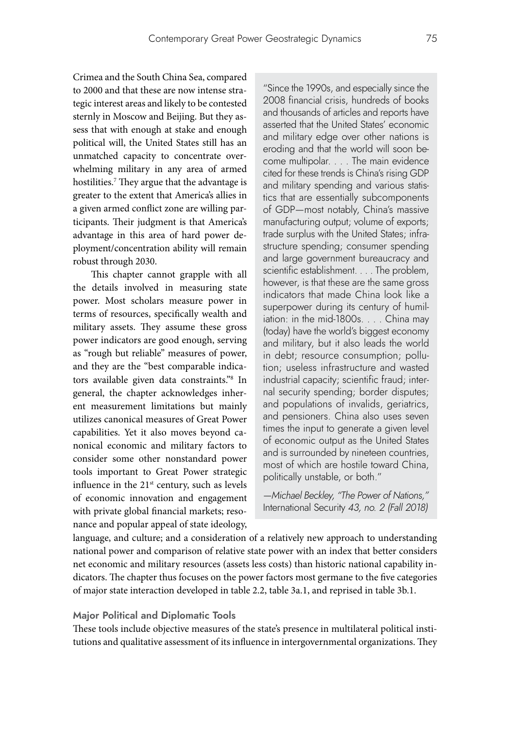Crimea and the South China Sea, compared to 2000 and that these are now intense strategic interest areas and likely to be contested sternly in Moscow and Beijing. But they assess that with enough at stake and enough political will, the United States still has an unmatched capacity to concentrate overwhelming military in any area of armed hostilities.[7] They argue that the advantage is greater to the extent that America's allies in a given armed conflict zone are willing participants. Their judgment is that America's advantage in this area of hard power deployment/concentration ability will remain robust through 2030.

> "Since the 1990s, and especially since the 2008 financial crisis, hundreds of books and thousands of articles and reports have asserted that the United States' economic and military edge over other nations is eroding and that the world will soon become multipolar. . . . The main evidence cited for these trends is China's rising GDP and military spending and various statistics that are essentially subcomponents of GDP—most notably, China's massive manufacturing output; volume of exports; trade surplus with the United States; infrastructure spending; consumer spending and large government bureaucracy and scientific establishment. . . . The problem, however, is that these are the same gross indicators that made China look like a superpower during its century of humiliation: in the mid-1800s. . . . China may (today) have the world's biggest economy and military, but it also leads the world in debt; resource consumption; pollution; useless infrastructure and wasted industrial capacity; scientific fraud; internal security spending; border disputes; and populations of invalids, geriatrics, and pensioners. China also uses seven times the input to generate a given level of economic output as the United States and is surrounded by nineteen countries, most of which are hostile toward China, politically unstable, or both."
>
> —*Michael Beckley, "The Power of Nations,"* International Security *43, no. 2 (Fall 2018)*

This chapter cannot grapple with all the details involved in measuring state power. Most scholars measure power in terms of resources, specifically wealth and military assets. They assume these gross power indicators are good enough, serving as "rough but reliable" measures of power, and they are the "best comparable indicators available given data constraints."[8] In general, the chapter acknowledges inherent measurement limitations but mainly utilizes canonical measures of Great Power capabilities. Yet it also moves beyond canonical economic and military factors to consider some other nonstandard power tools important to Great Power strategic influence in the 21st century, such as levels of economic innovation and engagement with private global financial markets; resonance and popular appeal of state ideology, language, and culture; and a consideration of a relatively new approach to understanding national power and comparison of relative state power with an index that better considers net economic and military resources (assets less costs) than historic national capability indicators. The chapter thus focuses on the power factors most germane to the five categories of major state interaction developed in table 2.2, table 3a.1, and reprised in table 3b.1.

### Major Political and Diplomatic Tools

These tools include objective measures of the state's presence in multilateral political institutions and qualitative assessment of its influence in intergovernmental organizations. They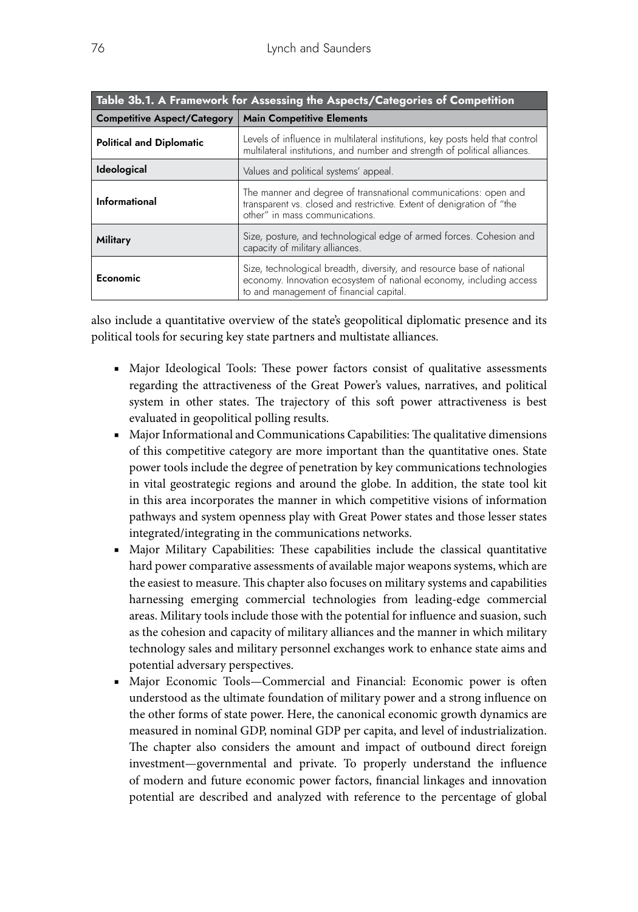**Table 3b.1. A Framework for Assessing the Aspects/Categories of Competition**

| Competitive Aspect/Category | Main Competitive Elements |
|---|---|
| **Political and Diplomatic** | Levels of influence in multilateral institutions, key posts held that control multilateral institutions, and number and strength of political alliances. |
| **Ideological** | Values and political systems' appeal. |
| **Informational** | The manner and degree of transnational communications: open and transparent vs. closed and restrictive. Extent of denigration of "the other" in mass communications. |
| **Military** | Size, posture, and technological edge of armed forces. Cohesion and capacity of military alliances. |
| **Economic** | Size, technological breadth, diversity, and resource base of national economy. Innovation ecosystem of national economy, including access to and management of financial capital. |

also include a quantitative overview of the state's geopolitical diplomatic presence and its political tools for securing key state partners and multistate alliances.

- Major Ideological Tools: These power factors consist of qualitative assessments regarding the attractiveness of the Great Power's values, narratives, and political system in other states. The trajectory of this soft power attractiveness is best evaluated in geopolitical polling results.
- Major Informational and Communications Capabilities: The qualitative dimensions of this competitive category are more important than the quantitative ones. State power tools include the degree of penetration by key communications technologies in vital geostrategic regions and around the globe. In addition, the state tool kit in this area incorporates the manner in which competitive visions of information pathways and system openness play with Great Power states and those lesser states integrated/integrating in the communications networks.
- Major Military Capabilities: These capabilities include the classical quantitative hard power comparative assessments of available major weapons systems, which are the easiest to measure. This chapter also focuses on military systems and capabilities harnessing emerging commercial technologies from leading-edge commercial areas. Military tools include those with the potential for influence and suasion, such as the cohesion and capacity of military alliances and the manner in which military technology sales and military personnel exchanges work to enhance state aims and potential adversary perspectives.
- Major Economic Tools—Commercial and Financial: Economic power is often understood as the ultimate foundation of military power and a strong influence on the other forms of state power. Here, the canonical economic growth dynamics are measured in nominal GDP, nominal GDP per capita, and level of industrialization. The chapter also considers the amount and impact of outbound direct foreign investment—governmental and private. To properly understand the influence of modern and future economic power factors, financial linkages and innovation potential are described and analyzed with reference to the percentage of global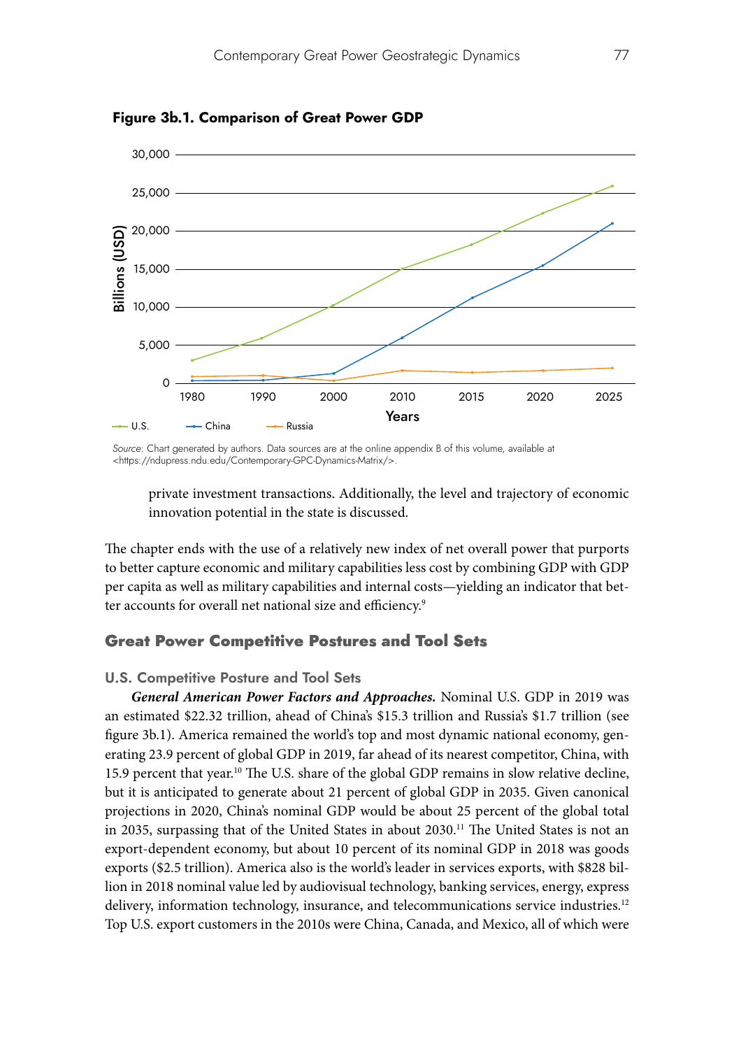**Figure 3b.1. Comparison of Great Power GDP**

*Source:* Chart generated by authors. Data sources are at the online appendix B of this volume, available at <https://ndupress.ndu.edu/Contemporary-GPC-Dynamics-Matrix/>.

private investment transactions. Additionally, the level and trajectory of economic innovation potential in the state is discussed.

The chapter ends with the use of a relatively new index of net overall power that purports to better capture economic and military capabilities less cost by combining GDP with GDP per capita as well as military capabilities and internal costs—yielding an indicator that better accounts for overall net national size and efficiency.[9]

## Great Power Competitive Postures and Tool Sets

### U.S. Competitive Posture and Tool Sets

***General American Power Factors and Approaches.*** Nominal U.S. GDP in 2019 was an estimated $22.32 trillion, ahead of China's $15.3 trillion and Russia's $1.7 trillion (see figure 3b.1). America remained the world's top and most dynamic national economy, generating 23.9 percent of global GDP in 2019, far ahead of its nearest competitor, China, with 15.9 percent that year.[10] The U.S. share of the global GDP remains in slow relative decline, but it is anticipated to generate about 21 percent of global GDP in 2035. Given canonical projections in 2020, China's nominal GDP would be about 25 percent of the global total in 2035, surpassing that of the United States in about 2030.[11] The United States is not an export-dependent economy, but about 10 percent of its nominal GDP in 2018 was goods exports ($2.5 trillion). America also is the world's leader in services exports, with $828 billion in 2018 nominal value led by audiovisual technology, banking services, energy, express delivery, information technology, insurance, and telecommunications service industries.[12] Top U.S. export customers in the 2010s were China, Canada, and Mexico, all of which were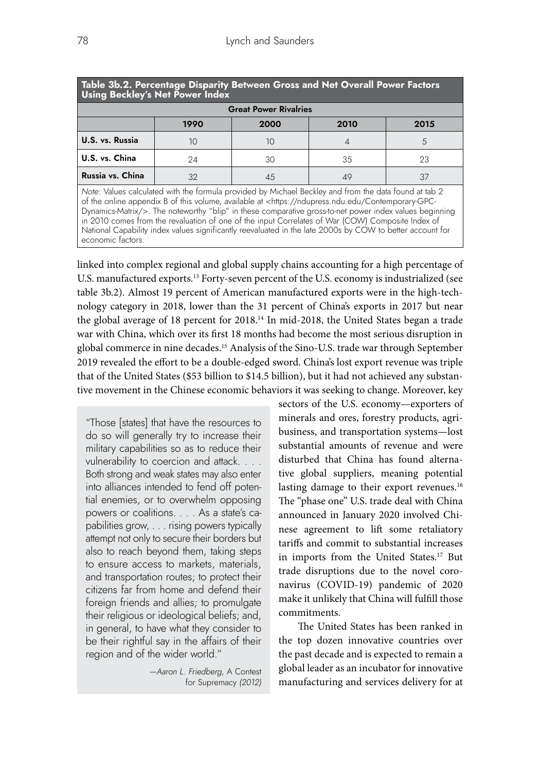**Table 3b.2. Percentage Disparity Between Gross and Net Overall Power Factors Using Beckley's Net Power Index**

| Great Power Rivalries | | | | |
|---|---|---|---|---|
| | 1990 | 2000 | 2010 | 2015 |
| **U.S. vs. Russia** | 10 | 10 | 4 | 5 |
| **U.S. vs. China** | 24 | 30 | 35 | 23 |
| **Russia vs. China** | 32 | 45 | 49 | 37 |

*Note*: Values calculated with the formula provided by Michael Beckley and from the data found at tab 2 of the online appendix B of this volume, available at <https://ndupress.ndu.edu/Contemporary-GPC-Dynamics-Matrix/>. The noteworthy "blip" in these comparative gross-to-net power index values beginning in 2010 comes from the revaluation of one of the input Correlates of War (COW) Composite Index of National Capability index values significantly reevaluated in the late 2000s by COW to better account for economic factors.

linked into complex regional and global supply chains accounting for a high percentage of U.S. manufactured exports.[13] Forty-seven percent of the U.S. economy is industrialized (see table 3b.2). Almost 19 percent of American manufactured exports were in the high-technology category in 2018, lower than the 31 percent of China's exports in 2017 but near the global average of 18 percent for 2018.[14] In mid-2018, the United States began a trade war with China, which over its first 18 months had become the most serious disruption in global commerce in nine decades.[15] Analysis of the Sino-U.S. trade war through September 2019 revealed the effort to be a double-edged sword. China's lost export revenue was triple that of the United States ($53 billion to $14.5 billion), but it had not achieved any substantive movement in the Chinese economic behaviors it was seeking to change. Moreover, key sectors of the U.S. economy—exporters of minerals and ores, forestry products, agribusiness, and transportation systems—lost substantial amounts of revenue and were disturbed that China has found alternative global suppliers, meaning potential lasting damage to their export revenues.[16] The "phase one" U.S. trade deal with China announced in January 2020 involved Chinese agreement to lift some retaliatory tariffs and commit to substantial increases in imports from the United States.[17] But trade disruptions due to the novel coronavirus (COVID-19) pandemic of 2020 make it unlikely that China will fulfill those commitments.

> "Those [states] that have the resources to do so will generally try to increase their military capabilities so as to reduce their vulnerability to coercion and attack. . . . Both strong and weak states may also enter into alliances intended to fend off potential enemies, or to overwhelm opposing powers or coalitions. . . . As a state's capabilities grow, . . . rising powers typically attempt not only to secure their borders but also to reach beyond them, taking steps to ensure access to markets, materials, and transportation routes; to protect their citizens far from home and defend their foreign friends and allies; to promulgate their religious or ideological beliefs; and, in general, to have what they consider to be their rightful say in the affairs of their region and of the wider world."
>
> —*Aaron L. Friedberg,* A Contest for Supremacy *(2012)*

The United States has been ranked in the top dozen innovative countries over the past decade and is expected to remain a global leader as an incubator for innovative manufacturing and services delivery for at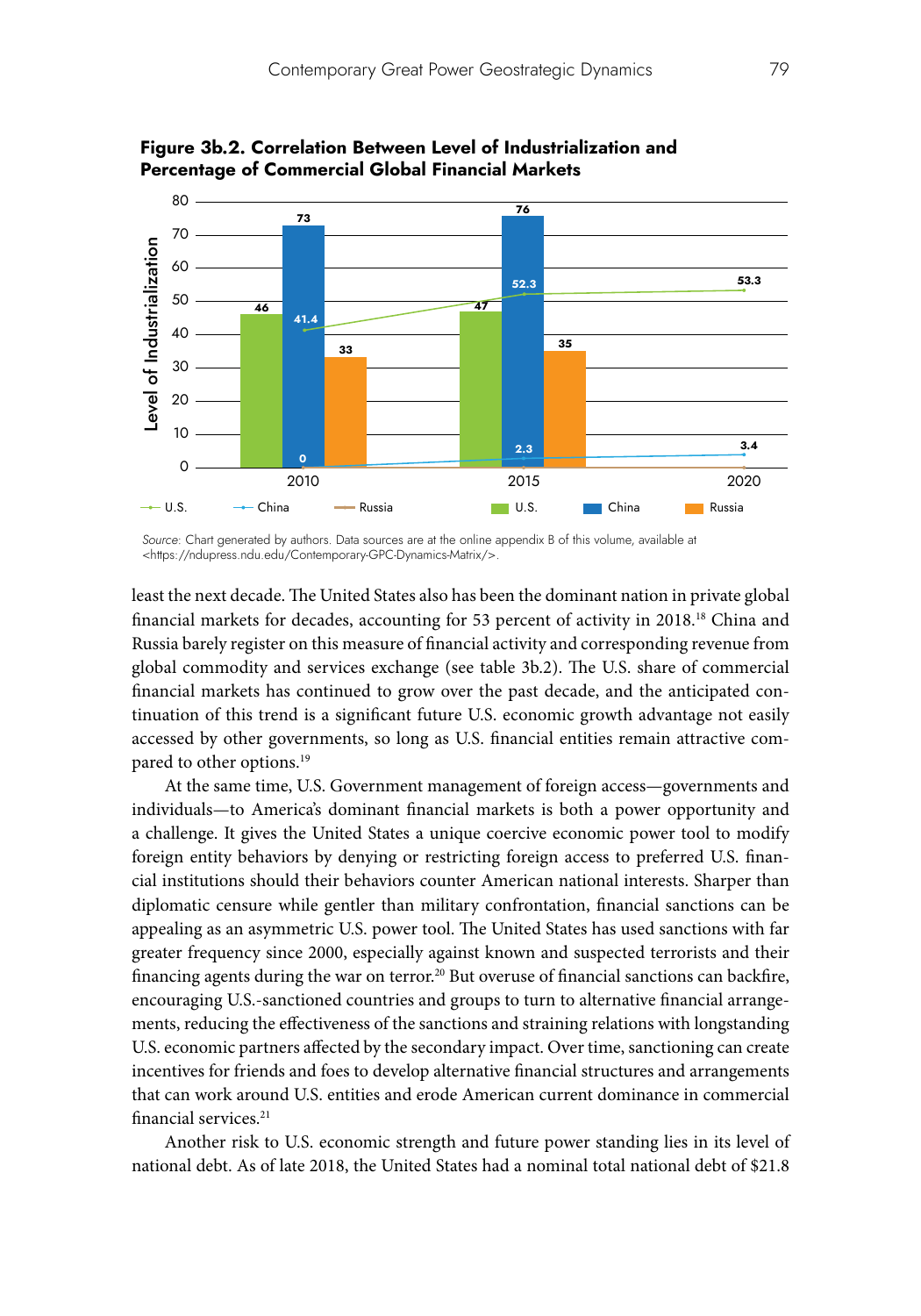**Figure 3b.2. Correlation Between Level of Industrialization and Percentage of Commercial Global Financial Markets**

| Year | U.S. (bar) | China (bar) | Russia (bar) | U.S. (line) | China (line) | Russia (line) |
|---|---|---|---|---|---|---|
| 2010 | 46 | 73 | 33 | 41.4 | 0 | |
| 2015 | 47 | 76 | 35 | 52.3 | 2.3 | |
| 2020 | | | | 53.3 | 3.4 | |

Level of Industrialization

*Source*: Chart generated by authors. Data sources are at the online appendix B of this volume, available at <https://ndupress.ndu.edu/Contemporary-GPC-Dynamics-Matrix/>.

least the next decade. The United States also has been the dominant nation in private global financial markets for decades, accounting for 53 percent of activity in 2018.[18] China and Russia barely register on this measure of financial activity and corresponding revenue from global commodity and services exchange (see table 3b.2). The U.S. share of commercial financial markets has continued to grow over the past decade, and the anticipated continuation of this trend is a significant future U.S. economic growth advantage not easily accessed by other governments, so long as U.S. financial entities remain attractive compared to other options.[19]

At the same time, U.S. Government management of foreign access—governments and individuals—to America's dominant financial markets is both a power opportunity and a challenge. It gives the United States a unique coercive economic power tool to modify foreign entity behaviors by denying or restricting foreign access to preferred U.S. financial institutions should their behaviors counter American national interests. Sharper than diplomatic censure while gentler than military confrontation, financial sanctions can be appealing as an asymmetric U.S. power tool. The United States has used sanctions with far greater frequency since 2000, especially against known and suspected terrorists and their financing agents during the war on terror.[20] But overuse of financial sanctions can backfire, encouraging U.S.-sanctioned countries and groups to turn to alternative financial arrangements, reducing the effectiveness of the sanctions and straining relations with longstanding U.S. economic partners affected by the secondary impact. Over time, sanctioning can create incentives for friends and foes to develop alternative financial structures and arrangements that can work around U.S. entities and erode American current dominance in commercial financial services.[21]

Another risk to U.S. economic strength and future power standing lies in its level of national debt. As of late 2018, the United States had a nominal total national debt of $21.8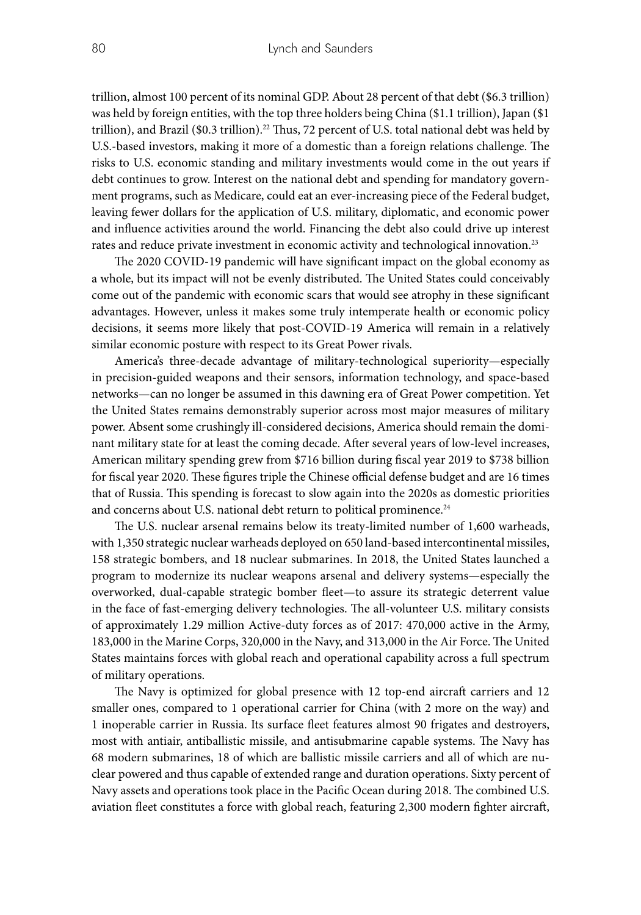trillion, almost 100 percent of its nominal GDP. About 28 percent of that debt ($6.3 trillion) was held by foreign entities, with the top three holders being China ($1.1 trillion), Japan ($1 trillion), and Brazil ($0.3 trillion).[22] Thus, 72 percent of U.S. total national debt was held by U.S.-based investors, making it more of a domestic than a foreign relations challenge. The risks to U.S. economic standing and military investments would come in the out years if debt continues to grow. Interest on the national debt and spending for mandatory government programs, such as Medicare, could eat an ever-increasing piece of the Federal budget, leaving fewer dollars for the application of U.S. military, diplomatic, and economic power and influence activities around the world. Financing the debt also could drive up interest rates and reduce private investment in economic activity and technological innovation.[23]

The 2020 COVID-19 pandemic will have significant impact on the global economy as a whole, but its impact will not be evenly distributed. The United States could conceivably come out of the pandemic with economic scars that would see atrophy in these significant advantages. However, unless it makes some truly intemperate health or economic policy decisions, it seems more likely that post-COVID-19 America will remain in a relatively similar economic posture with respect to its Great Power rivals.

America's three-decade advantage of military-technological superiority—especially in precision-guided weapons and their sensors, information technology, and space-based networks—can no longer be assumed in this dawning era of Great Power competition. Yet the United States remains demonstrably superior across most major measures of military power. Absent some crushingly ill-considered decisions, America should remain the dominant military state for at least the coming decade. After several years of low-level increases, American military spending grew from $716 billion during fiscal year 2019 to $738 billion for fiscal year 2020. These figures triple the Chinese official defense budget and are 16 times that of Russia. This spending is forecast to slow again into the 2020s as domestic priorities and concerns about U.S. national debt return to political prominence.[24]

The U.S. nuclear arsenal remains below its treaty-limited number of 1,600 warheads, with 1,350 strategic nuclear warheads deployed on 650 land-based intercontinental missiles, 158 strategic bombers, and 18 nuclear submarines. In 2018, the United States launched a program to modernize its nuclear weapons arsenal and delivery systems—especially the overworked, dual-capable strategic bomber fleet—to assure its strategic deterrent value in the face of fast-emerging delivery technologies. The all-volunteer U.S. military consists of approximately 1.29 million Active-duty forces as of 2017: 470,000 active in the Army, 183,000 in the Marine Corps, 320,000 in the Navy, and 313,000 in the Air Force. The United States maintains forces with global reach and operational capability across a full spectrum of military operations.

The Navy is optimized for global presence with 12 top-end aircraft carriers and 12 smaller ones, compared to 1 operational carrier for China (with 2 more on the way) and 1 inoperable carrier in Russia. Its surface fleet features almost 90 frigates and destroyers, most with antiair, antiballistic missile, and antisubmarine capable systems. The Navy has 68 modern submarines, 18 of which are ballistic missile carriers and all of which are nuclear powered and thus capable of extended range and duration operations. Sixty percent of Navy assets and operations took place in the Pacific Ocean during 2018. The combined U.S. aviation fleet constitutes a force with global reach, featuring 2,300 modern fighter aircraft,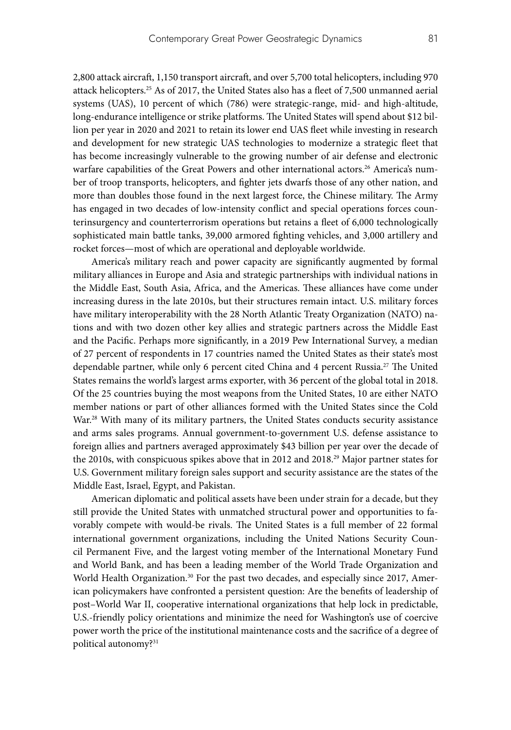2,800 attack aircraft, 1,150 transport aircraft, and over 5,700 total helicopters, including 970 attack helicopters.[25] As of 2017, the United States also has a fleet of 7,500 unmanned aerial systems (UAS), 10 percent of which (786) were strategic-range, mid- and high-altitude, long-endurance intelligence or strike platforms. The United States will spend about $12 billion per year in 2020 and 2021 to retain its lower end UAS fleet while investing in research and development for new strategic UAS technologies to modernize a strategic fleet that has become increasingly vulnerable to the growing number of air defense and electronic warfare capabilities of the Great Powers and other international actors.[26] America's number of troop transports, helicopters, and fighter jets dwarfs those of any other nation, and more than doubles those found in the next largest force, the Chinese military. The Army has engaged in two decades of low-intensity conflict and special operations forces counterinsurgency and counterterrorism operations but retains a fleet of 6,000 technologically sophisticated main battle tanks, 39,000 armored fighting vehicles, and 3,000 artillery and rocket forces—most of which are operational and deployable worldwide.

America's military reach and power capacity are significantly augmented by formal military alliances in Europe and Asia and strategic partnerships with individual nations in the Middle East, South Asia, Africa, and the Americas. These alliances have come under increasing duress in the late 2010s, but their structures remain intact. U.S. military forces have military interoperability with the 28 North Atlantic Treaty Organization (NATO) nations and with two dozen other key allies and strategic partners across the Middle East and the Pacific. Perhaps more significantly, in a 2019 Pew International Survey, a median of 27 percent of respondents in 17 countries named the United States as their state's most dependable partner, while only 6 percent cited China and 4 percent Russia.[27] The United States remains the world's largest arms exporter, with 36 percent of the global total in 2018. Of the 25 countries buying the most weapons from the United States, 10 are either NATO member nations or part of other alliances formed with the United States since the Cold War.[28] With many of its military partners, the United States conducts security assistance and arms sales programs. Annual government-to-government U.S. defense assistance to foreign allies and partners averaged approximately $43 billion per year over the decade of the 2010s, with conspicuous spikes above that in 2012 and 2018.[29] Major partner states for U.S. Government military foreign sales support and security assistance are the states of the Middle East, Israel, Egypt, and Pakistan.

American diplomatic and political assets have been under strain for a decade, but they still provide the United States with unmatched structural power and opportunities to favorably compete with would-be rivals. The United States is a full member of 22 formal international government organizations, including the United Nations Security Council Permanent Five, and the largest voting member of the International Monetary Fund and World Bank, and has been a leading member of the World Trade Organization and World Health Organization.[30] For the past two decades, and especially since 2017, American policymakers have confronted a persistent question: Are the benefits of leadership of post–World War II, cooperative international organizations that help lock in predictable, U.S.-friendly policy orientations and minimize the need for Washington's use of coercive power worth the price of the institutional maintenance costs and the sacrifice of a degree of political autonomy?[31]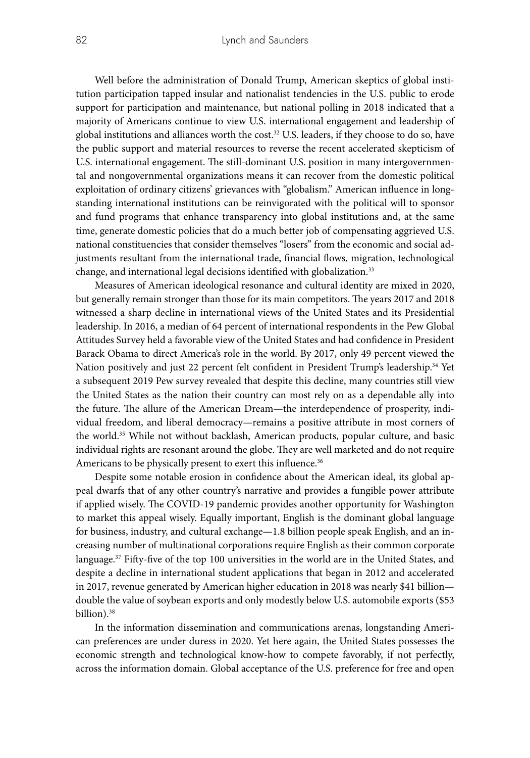Well before the administration of Donald Trump, American skeptics of global institution participation tapped insular and nationalist tendencies in the U.S. public to erode support for participation and maintenance, but national polling in 2018 indicated that a majority of Americans continue to view U.S. international engagement and leadership of global institutions and alliances worth the cost.[32] U.S. leaders, if they choose to do so, have the public support and material resources to reverse the recent accelerated skepticism of U.S. international engagement. The still-dominant U.S. position in many intergovernmental and nongovernmental organizations means it can recover from the domestic political exploitation of ordinary citizens' grievances with "globalism." American influence in longstanding international institutions can be reinvigorated with the political will to sponsor and fund programs that enhance transparency into global institutions and, at the same time, generate domestic policies that do a much better job of compensating aggrieved U.S. national constituencies that consider themselves "losers" from the economic and social adjustments resultant from the international trade, financial flows, migration, technological change, and international legal decisions identified with globalization.[33]

Measures of American ideological resonance and cultural identity are mixed in 2020, but generally remain stronger than those for its main competitors. The years 2017 and 2018 witnessed a sharp decline in international views of the United States and its Presidential leadership. In 2016, a median of 64 percent of international respondents in the Pew Global Attitudes Survey held a favorable view of the United States and had confidence in President Barack Obama to direct America's role in the world. By 2017, only 49 percent viewed the Nation positively and just 22 percent felt confident in President Trump's leadership.[34] Yet a subsequent 2019 Pew survey revealed that despite this decline, many countries still view the United States as the nation their country can most rely on as a dependable ally into the future. The allure of the American Dream—the interdependence of prosperity, individual freedom, and liberal democracy—remains a positive attribute in most corners of the world.[35] While not without backlash, American products, popular culture, and basic individual rights are resonant around the globe. They are well marketed and do not require Americans to be physically present to exert this influence.[36]

Despite some notable erosion in confidence about the American ideal, its global appeal dwarfs that of any other country's narrative and provides a fungible power attribute if applied wisely. The COVID-19 pandemic provides another opportunity for Washington to market this appeal wisely. Equally important, English is the dominant global language for business, industry, and cultural exchange—1.8 billion people speak English, and an increasing number of multinational corporations require English as their common corporate language.[37] Fifty-five of the top 100 universities in the world are in the United States, and despite a decline in international student applications that began in 2012 and accelerated in 2017, revenue generated by American higher education in 2018 was nearly $41 billion—double the value of soybean exports and only modestly below U.S. automobile exports ($53 billion).[38]

In the information dissemination and communications arenas, longstanding American preferences are under duress in 2020. Yet here again, the United States possesses the economic strength and technological know-how to compete favorably, if not perfectly, across the information domain. Global acceptance of the U.S. preference for free and open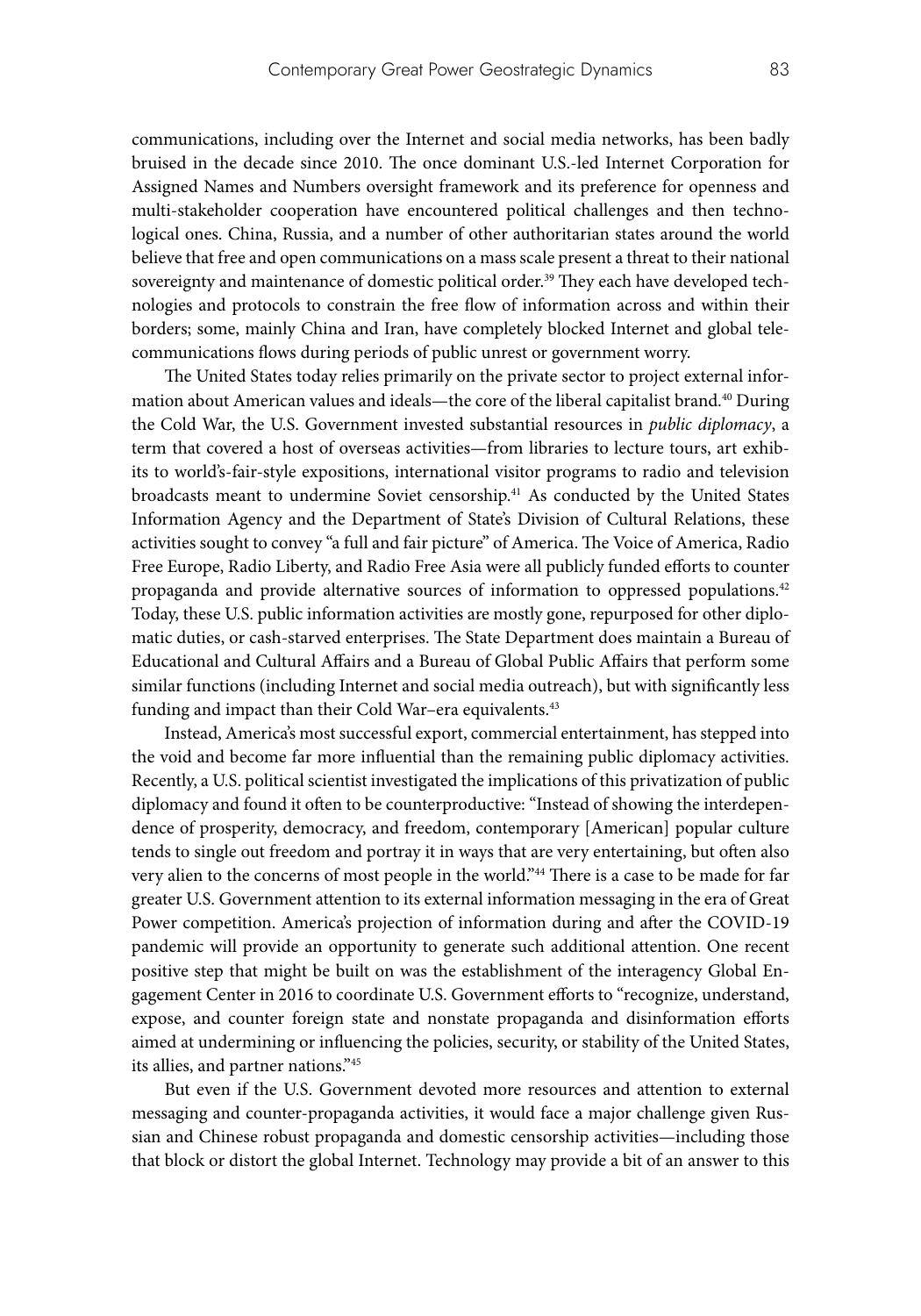communications, including over the Internet and social media networks, has been badly bruised in the decade since 2010. The once dominant U.S.-led Internet Corporation for Assigned Names and Numbers oversight framework and its preference for openness and multi-stakeholder cooperation have encountered political challenges and then technological ones. China, Russia, and a number of other authoritarian states around the world believe that free and open communications on a mass scale present a threat to their national sovereignty and maintenance of domestic political order.[39] They each have developed technologies and protocols to constrain the free flow of information across and within their borders; some, mainly China and Iran, have completely blocked Internet and global telecommunications flows during periods of public unrest or government worry.

The United States today relies primarily on the private sector to project external information about American values and ideals—the core of the liberal capitalist brand.[40] During the Cold War, the U.S. Government invested substantial resources in *public diplomacy*, a term that covered a host of overseas activities—from libraries to lecture tours, art exhibits to world's-fair-style expositions, international visitor programs to radio and television broadcasts meant to undermine Soviet censorship.[41] As conducted by the United States Information Agency and the Department of State's Division of Cultural Relations, these activities sought to convey "a full and fair picture" of America. The Voice of America, Radio Free Europe, Radio Liberty, and Radio Free Asia were all publicly funded efforts to counter propaganda and provide alternative sources of information to oppressed populations.[42] Today, these U.S. public information activities are mostly gone, repurposed for other diplomatic duties, or cash-starved enterprises. The State Department does maintain a Bureau of Educational and Cultural Affairs and a Bureau of Global Public Affairs that perform some similar functions (including Internet and social media outreach), but with significantly less funding and impact than their Cold War–era equivalents.[43]

Instead, America's most successful export, commercial entertainment, has stepped into the void and become far more influential than the remaining public diplomacy activities. Recently, a U.S. political scientist investigated the implications of this privatization of public diplomacy and found it often to be counterproductive: "Instead of showing the interdependence of prosperity, democracy, and freedom, contemporary [American] popular culture tends to single out freedom and portray it in ways that are very entertaining, but often also very alien to the concerns of most people in the world."[44] There is a case to be made for far greater U.S. Government attention to its external information messaging in the era of Great Power competition. America's projection of information during and after the COVID-19 pandemic will provide an opportunity to generate such additional attention. One recent positive step that might be built on was the establishment of the interagency Global Engagement Center in 2016 to coordinate U.S. Government efforts to "recognize, understand, expose, and counter foreign state and nonstate propaganda and disinformation efforts aimed at undermining or influencing the policies, security, or stability of the United States, its allies, and partner nations."[45]

But even if the U.S. Government devoted more resources and attention to external messaging and counter-propaganda activities, it would face a major challenge given Russian and Chinese robust propaganda and domestic censorship activities—including those that block or distort the global Internet. Technology may provide a bit of an answer to this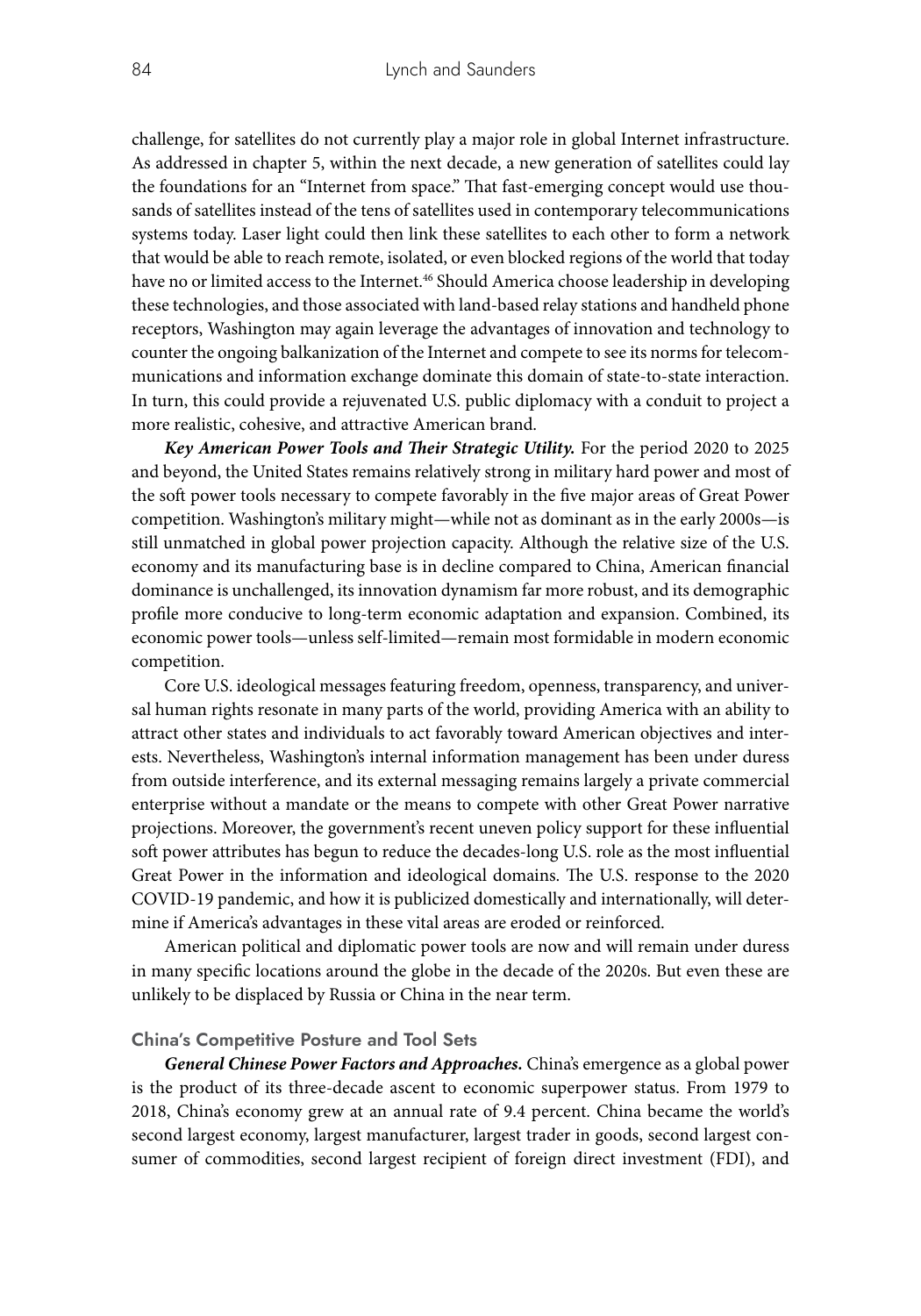challenge, for satellites do not currently play a major role in global Internet infrastructure. As addressed in chapter 5, within the next decade, a new generation of satellites could lay the foundations for an "Internet from space." That fast-emerging concept would use thousands of satellites instead of the tens of satellites used in contemporary telecommunications systems today. Laser light could then link these satellites to each other to form a network that would be able to reach remote, isolated, or even blocked regions of the world that today have no or limited access to the Internet.[46] Should America choose leadership in developing these technologies, and those associated with land-based relay stations and handheld phone receptors, Washington may again leverage the advantages of innovation and technology to counter the ongoing balkanization of the Internet and compete to see its norms for telecommunications and information exchange dominate this domain of state-to-state interaction. In turn, this could provide a rejuvenated U.S. public diplomacy with a conduit to project a more realistic, cohesive, and attractive American brand.

***Key American Power Tools and Their Strategic Utility.*** For the period 2020 to 2025 and beyond, the United States remains relatively strong in military hard power and most of the soft power tools necessary to compete favorably in the five major areas of Great Power competition. Washington's military might—while not as dominant as in the early 2000s—is still unmatched in global power projection capacity. Although the relative size of the U.S. economy and its manufacturing base is in decline compared to China, American financial dominance is unchallenged, its innovation dynamism far more robust, and its demographic profile more conducive to long-term economic adaptation and expansion. Combined, its economic power tools—unless self-limited—remain most formidable in modern economic competition.

Core U.S. ideological messages featuring freedom, openness, transparency, and universal human rights resonate in many parts of the world, providing America with an ability to attract other states and individuals to act favorably toward American objectives and interests. Nevertheless, Washington's internal information management has been under duress from outside interference, and its external messaging remains largely a private commercial enterprise without a mandate or the means to compete with other Great Power narrative projections. Moreover, the government's recent uneven policy support for these influential soft power attributes has begun to reduce the decades-long U.S. role as the most influential Great Power in the information and ideological domains. The U.S. response to the 2020 COVID-19 pandemic, and how it is publicized domestically and internationally, will determine if America's advantages in these vital areas are eroded or reinforced.

American political and diplomatic power tools are now and will remain under duress in many specific locations around the globe in the decade of the 2020s. But even these are unlikely to be displaced by Russia or China in the near term.

### China's Competitive Posture and Tool Sets

***General Chinese Power Factors and Approaches.*** China's emergence as a global power is the product of its three-decade ascent to economic superpower status. From 1979 to 2018, China's economy grew at an annual rate of 9.4 percent. China became the world's second largest economy, largest manufacturer, largest trader in goods, second largest consumer of commodities, second largest recipient of foreign direct investment (FDI), and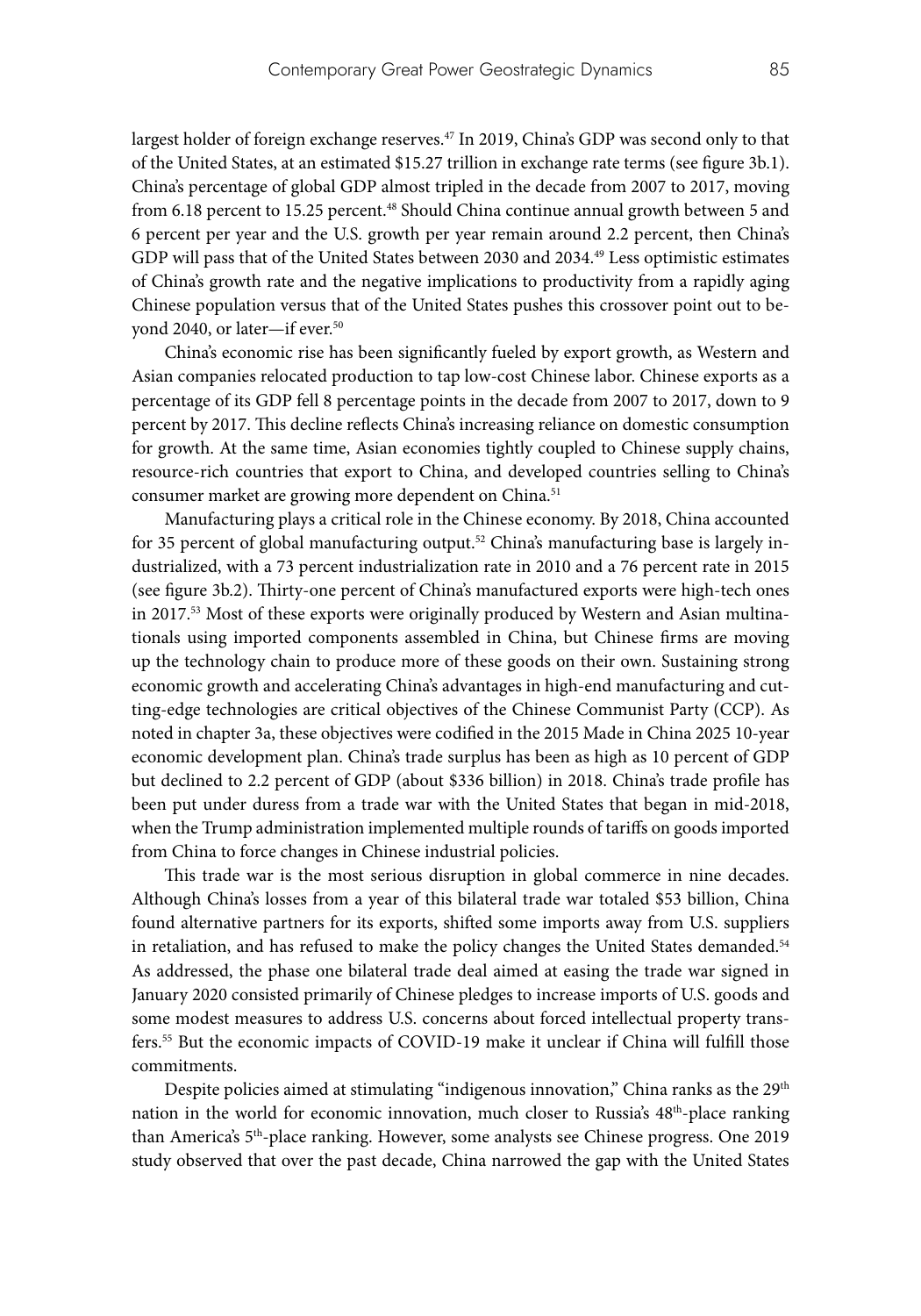largest holder of foreign exchange reserves.[47] In 2019, China's GDP was second only to that of the United States, at an estimated $15.27 trillion in exchange rate terms (see figure 3b.1). China's percentage of global GDP almost tripled in the decade from 2007 to 2017, moving from 6.18 percent to 15.25 percent.[48] Should China continue annual growth between 5 and 6 percent per year and the U.S. growth per year remain around 2.2 percent, then China's GDP will pass that of the United States between 2030 and 2034.[49] Less optimistic estimates of China's growth rate and the negative implications to productivity from a rapidly aging Chinese population versus that of the United States pushes this crossover point out to beyond 2040, or later—if ever.[50]

China's economic rise has been significantly fueled by export growth, as Western and Asian companies relocated production to tap low-cost Chinese labor. Chinese exports as a percentage of its GDP fell 8 percentage points in the decade from 2007 to 2017, down to 9 percent by 2017. This decline reflects China's increasing reliance on domestic consumption for growth. At the same time, Asian economies tightly coupled to Chinese supply chains, resource-rich countries that export to China, and developed countries selling to China's consumer market are growing more dependent on China.[51]

Manufacturing plays a critical role in the Chinese economy. By 2018, China accounted for 35 percent of global manufacturing output.[52] China's manufacturing base is largely industrialized, with a 73 percent industrialization rate in 2010 and a 76 percent rate in 2015 (see figure 3b.2). Thirty-one percent of China's manufactured exports were high-tech ones in 2017.[53] Most of these exports were originally produced by Western and Asian multinationals using imported components assembled in China, but Chinese firms are moving up the technology chain to produce more of these goods on their own. Sustaining strong economic growth and accelerating China's advantages in high-end manufacturing and cutting-edge technologies are critical objectives of the Chinese Communist Party (CCP). As noted in chapter 3a, these objectives were codified in the 2015 Made in China 2025 10-year economic development plan. China's trade surplus has been as high as 10 percent of GDP but declined to 2.2 percent of GDP (about $336 billion) in 2018. China's trade profile has been put under duress from a trade war with the United States that began in mid-2018, when the Trump administration implemented multiple rounds of tariffs on goods imported from China to force changes in Chinese industrial policies.

This trade war is the most serious disruption in global commerce in nine decades. Although China's losses from a year of this bilateral trade war totaled $53 billion, China found alternative partners for its exports, shifted some imports away from U.S. suppliers in retaliation, and has refused to make the policy changes the United States demanded.[54] As addressed, the phase one bilateral trade deal aimed at easing the trade war signed in January 2020 consisted primarily of Chinese pledges to increase imports of U.S. goods and some modest measures to address U.S. concerns about forced intellectual property transfers.[55] But the economic impacts of COVID-19 make it unclear if China will fulfill those commitments.

Despite policies aimed at stimulating "indigenous innovation," China ranks as the 29th nation in the world for economic innovation, much closer to Russia's 48th-place ranking than America's 5th-place ranking. However, some analysts see Chinese progress. One 2019 study observed that over the past decade, China narrowed the gap with the United States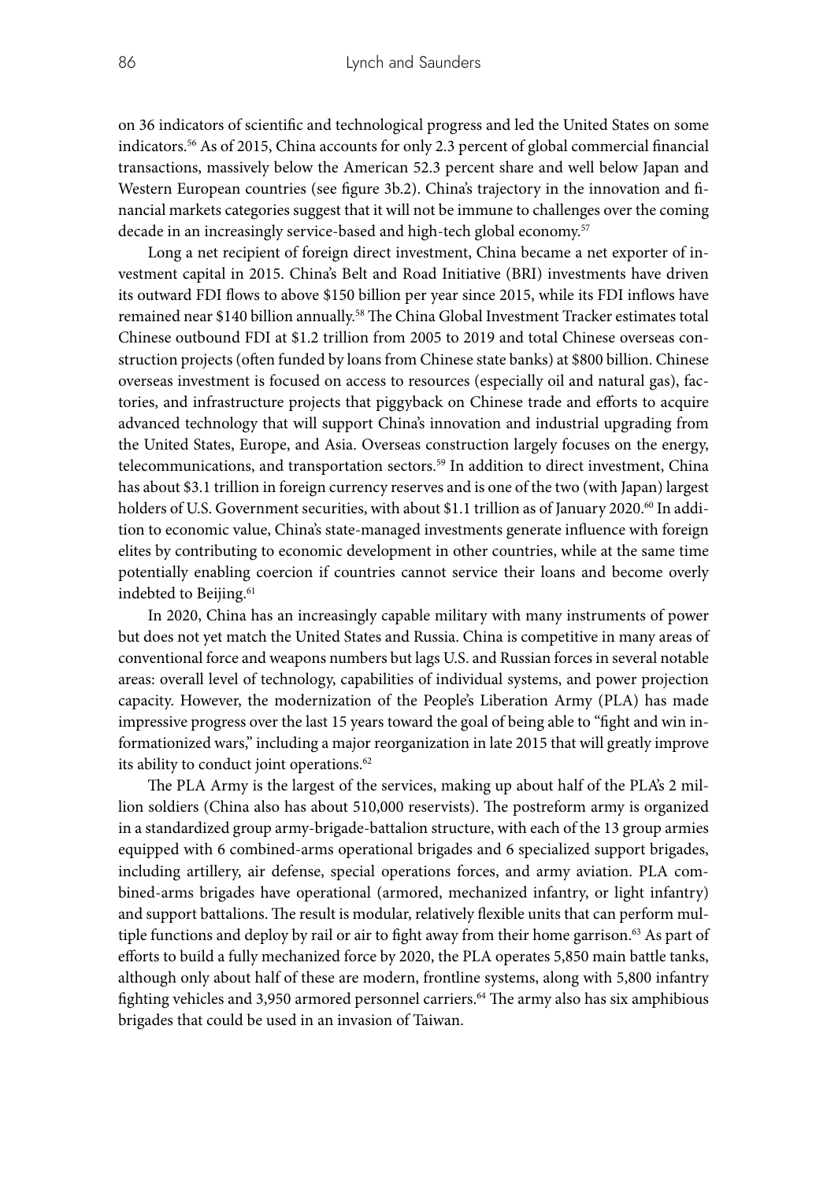on 36 indicators of scientific and technological progress and led the United States on some indicators.[56] As of 2015, China accounts for only 2.3 percent of global commercial financial transactions, massively below the American 52.3 percent share and well below Japan and Western European countries (see figure 3b.2). China's trajectory in the innovation and financial markets categories suggest that it will not be immune to challenges over the coming decade in an increasingly service-based and high-tech global economy.[57]

Long a net recipient of foreign direct investment, China became a net exporter of investment capital in 2015. China's Belt and Road Initiative (BRI) investments have driven its outward FDI flows to above $150 billion per year since 2015, while its FDI inflows have remained near $140 billion annually.[58] The China Global Investment Tracker estimates total Chinese outbound FDI at $1.2 trillion from 2005 to 2019 and total Chinese overseas construction projects (often funded by loans from Chinese state banks) at $800 billion. Chinese overseas investment is focused on access to resources (especially oil and natural gas), factories, and infrastructure projects that piggyback on Chinese trade and efforts to acquire advanced technology that will support China's innovation and industrial upgrading from the United States, Europe, and Asia. Overseas construction largely focuses on the energy, telecommunications, and transportation sectors.[59] In addition to direct investment, China has about $3.1 trillion in foreign currency reserves and is one of the two (with Japan) largest holders of U.S. Government securities, with about $1.1 trillion as of January 2020.[60] In addition to economic value, China's state-managed investments generate influence with foreign elites by contributing to economic development in other countries, while at the same time potentially enabling coercion if countries cannot service their loans and become overly indebted to Beijing.[61]

In 2020, China has an increasingly capable military with many instruments of power but does not yet match the United States and Russia. China is competitive in many areas of conventional force and weapons numbers but lags U.S. and Russian forces in several notable areas: overall level of technology, capabilities of individual systems, and power projection capacity. However, the modernization of the People's Liberation Army (PLA) has made impressive progress over the last 15 years toward the goal of being able to "fight and win informationized wars," including a major reorganization in late 2015 that will greatly improve its ability to conduct joint operations.[62]

The PLA Army is the largest of the services, making up about half of the PLA's 2 million soldiers (China also has about 510,000 reservists). The postreform army is organized in a standardized group army-brigade-battalion structure, with each of the 13 group armies equipped with 6 combined-arms operational brigades and 6 specialized support brigades, including artillery, air defense, special operations forces, and army aviation. PLA combined-arms brigades have operational (armored, mechanized infantry, or light infantry) and support battalions. The result is modular, relatively flexible units that can perform multiple functions and deploy by rail or air to fight away from their home garrison.[63] As part of efforts to build a fully mechanized force by 2020, the PLA operates 5,850 main battle tanks, although only about half of these are modern, frontline systems, along with 5,800 infantry fighting vehicles and 3,950 armored personnel carriers.[64] The army also has six amphibious brigades that could be used in an invasion of Taiwan.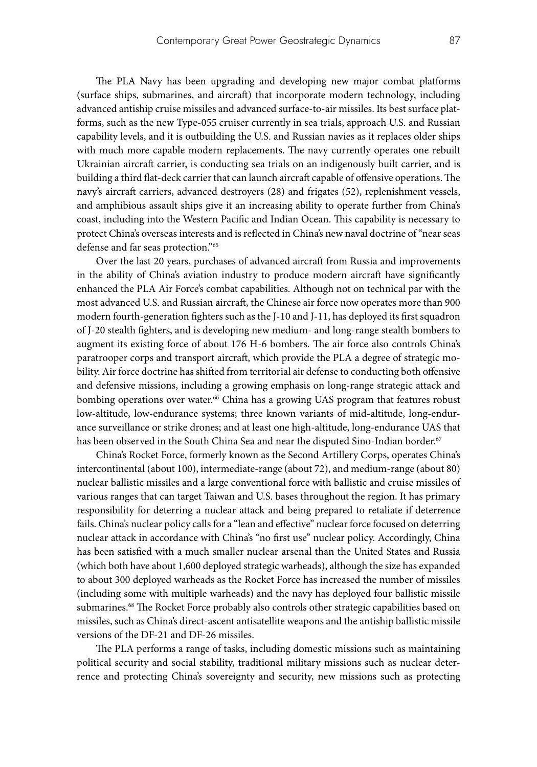The PLA Navy has been upgrading and developing new major combat platforms (surface ships, submarines, and aircraft) that incorporate modern technology, including advanced antiship cruise missiles and advanced surface-to-air missiles. Its best surface platforms, such as the new Type-055 cruiser currently in sea trials, approach U.S. and Russian capability levels, and it is outbuilding the U.S. and Russian navies as it replaces older ships with much more capable modern replacements. The navy currently operates one rebuilt Ukrainian aircraft carrier, is conducting sea trials on an indigenously built carrier, and is building a third flat-deck carrier that can launch aircraft capable of offensive operations. The navy's aircraft carriers, advanced destroyers (28) and frigates (52), replenishment vessels, and amphibious assault ships give it an increasing ability to operate further from China's coast, including into the Western Pacific and Indian Ocean. This capability is necessary to protect China's overseas interests and is reflected in China's new naval doctrine of "near seas defense and far seas protection."[65]

Over the last 20 years, purchases of advanced aircraft from Russia and improvements in the ability of China's aviation industry to produce modern aircraft have significantly enhanced the PLA Air Force's combat capabilities. Although not on technical par with the most advanced U.S. and Russian aircraft, the Chinese air force now operates more than 900 modern fourth-generation fighters such as the J-10 and J-11, has deployed its first squadron of J-20 stealth fighters, and is developing new medium- and long-range stealth bombers to augment its existing force of about 176 H-6 bombers. The air force also controls China's paratrooper corps and transport aircraft, which provide the PLA a degree of strategic mobility. Air force doctrine has shifted from territorial air defense to conducting both offensive and defensive missions, including a growing emphasis on long-range strategic attack and bombing operations over water.[66] China has a growing UAS program that features robust low-altitude, low-endurance systems; three known variants of mid-altitude, long-endurance surveillance or strike drones; and at least one high-altitude, long-endurance UAS that has been observed in the South China Sea and near the disputed Sino-Indian border.[67]

China's Rocket Force, formerly known as the Second Artillery Corps, operates China's intercontinental (about 100), intermediate-range (about 72), and medium-range (about 80) nuclear ballistic missiles and a large conventional force with ballistic and cruise missiles of various ranges that can target Taiwan and U.S. bases throughout the region. It has primary responsibility for deterring a nuclear attack and being prepared to retaliate if deterrence fails. China's nuclear policy calls for a "lean and effective" nuclear force focused on deterring nuclear attack in accordance with China's "no first use" nuclear policy. Accordingly, China has been satisfied with a much smaller nuclear arsenal than the United States and Russia (which both have about 1,600 deployed strategic warheads), although the size has expanded to about 300 deployed warheads as the Rocket Force has increased the number of missiles (including some with multiple warheads) and the navy has deployed four ballistic missile submarines.[68] The Rocket Force probably also controls other strategic capabilities based on missiles, such as China's direct-ascent antisatellite weapons and the antiship ballistic missile versions of the DF-21 and DF-26 missiles.

The PLA performs a range of tasks, including domestic missions such as maintaining political security and social stability, traditional military missions such as nuclear deterrence and protecting China's sovereignty and security, new missions such as protecting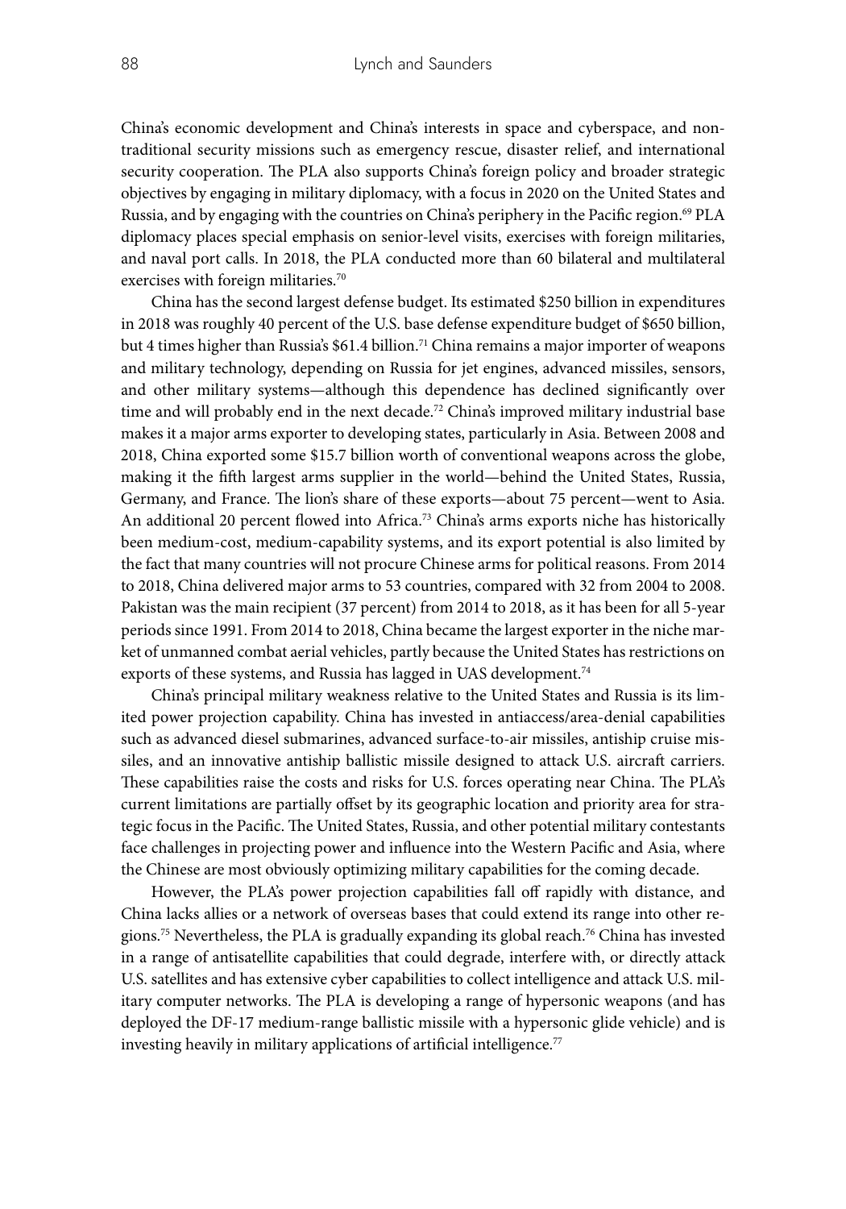China's economic development and China's interests in space and cyberspace, and nontraditional security missions such as emergency rescue, disaster relief, and international security cooperation. The PLA also supports China's foreign policy and broader strategic objectives by engaging in military diplomacy, with a focus in 2020 on the United States and Russia, and by engaging with the countries on China's periphery in the Pacific region.[69] PLA diplomacy places special emphasis on senior-level visits, exercises with foreign militaries, and naval port calls. In 2018, the PLA conducted more than 60 bilateral and multilateral exercises with foreign militaries.[70]

China has the second largest defense budget. Its estimated $250 billion in expenditures in 2018 was roughly 40 percent of the U.S. base defense expenditure budget of $650 billion, but 4 times higher than Russia's $61.4 billion.[71] China remains a major importer of weapons and military technology, depending on Russia for jet engines, advanced missiles, sensors, and other military systems—although this dependence has declined significantly over time and will probably end in the next decade.[72] China's improved military industrial base makes it a major arms exporter to developing states, particularly in Asia. Between 2008 and 2018, China exported some $15.7 billion worth of conventional weapons across the globe, making it the fifth largest arms supplier in the world—behind the United States, Russia, Germany, and France. The lion's share of these exports—about 75 percent—went to Asia. An additional 20 percent flowed into Africa.[73] China's arms exports niche has historically been medium-cost, medium-capability systems, and its export potential is also limited by the fact that many countries will not procure Chinese arms for political reasons. From 2014 to 2018, China delivered major arms to 53 countries, compared with 32 from 2004 to 2008. Pakistan was the main recipient (37 percent) from 2014 to 2018, as it has been for all 5-year periods since 1991. From 2014 to 2018, China became the largest exporter in the niche market of unmanned combat aerial vehicles, partly because the United States has restrictions on exports of these systems, and Russia has lagged in UAS development.[74]

China's principal military weakness relative to the United States and Russia is its limited power projection capability. China has invested in antiaccess/area-denial capabilities such as advanced diesel submarines, advanced surface-to-air missiles, antiship cruise missiles, and an innovative antiship ballistic missile designed to attack U.S. aircraft carriers. These capabilities raise the costs and risks for U.S. forces operating near China. The PLA's current limitations are partially offset by its geographic location and priority area for strategic focus in the Pacific. The United States, Russia, and other potential military contestants face challenges in projecting power and influence into the Western Pacific and Asia, where the Chinese are most obviously optimizing military capabilities for the coming decade.

However, the PLA's power projection capabilities fall off rapidly with distance, and China lacks allies or a network of overseas bases that could extend its range into other regions.[75] Nevertheless, the PLA is gradually expanding its global reach.[76] China has invested in a range of antisatellite capabilities that could degrade, interfere with, or directly attack U.S. satellites and has extensive cyber capabilities to collect intelligence and attack U.S. military computer networks. The PLA is developing a range of hypersonic weapons (and has deployed the DF-17 medium-range ballistic missile with a hypersonic glide vehicle) and is investing heavily in military applications of artificial intelligence.[77]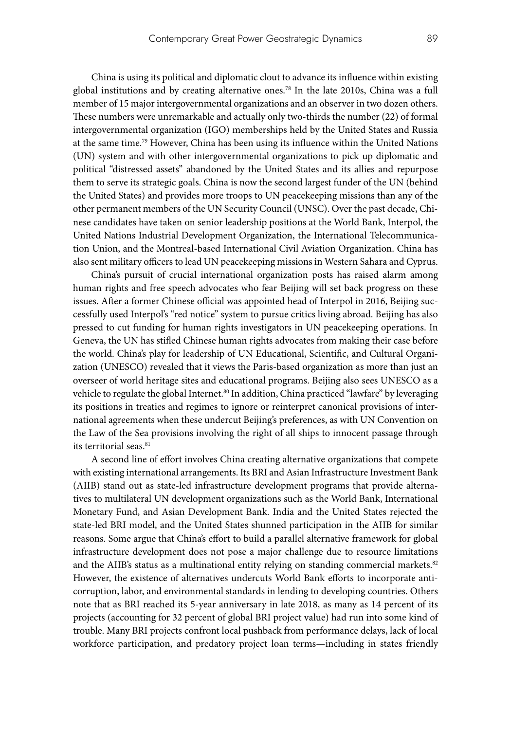China is using its political and diplomatic clout to advance its influence within existing global institutions and by creating alternative ones.[78] In the late 2010s, China was a full member of 15 major intergovernmental organizations and an observer in two dozen others. These numbers were unremarkable and actually only two-thirds the number (22) of formal intergovernmental organization (IGO) memberships held by the United States and Russia at the same time.[79] However, China has been using its influence within the United Nations (UN) system and with other intergovernmental organizations to pick up diplomatic and political "distressed assets" abandoned by the United States and its allies and repurpose them to serve its strategic goals. China is now the second largest funder of the UN (behind the United States) and provides more troops to UN peacekeeping missions than any of the other permanent members of the UN Security Council (UNSC). Over the past decade, Chinese candidates have taken on senior leadership positions at the World Bank, Interpol, the United Nations Industrial Development Organization, the International Telecommunication Union, and the Montreal-based International Civil Aviation Organization. China has also sent military officers to lead UN peacekeeping missions in Western Sahara and Cyprus.

China's pursuit of crucial international organization posts has raised alarm among human rights and free speech advocates who fear Beijing will set back progress on these issues. After a former Chinese official was appointed head of Interpol in 2016, Beijing successfully used Interpol's "red notice" system to pursue critics living abroad. Beijing has also pressed to cut funding for human rights investigators in UN peacekeeping operations. In Geneva, the UN has stifled Chinese human rights advocates from making their case before the world. China's play for leadership of UN Educational, Scientific, and Cultural Organization (UNESCO) revealed that it views the Paris-based organization as more than just an overseer of world heritage sites and educational programs. Beijing also sees UNESCO as a vehicle to regulate the global Internet.[80] In addition, China practiced "lawfare" by leveraging its positions in treaties and regimes to ignore or reinterpret canonical provisions of international agreements when these undercut Beijing's preferences, as with UN Convention on the Law of the Sea provisions involving the right of all ships to innocent passage through its territorial seas.[81]

A second line of effort involves China creating alternative organizations that compete with existing international arrangements. Its BRI and Asian Infrastructure Investment Bank (AIIB) stand out as state-led infrastructure development programs that provide alternatives to multilateral UN development organizations such as the World Bank, International Monetary Fund, and Asian Development Bank. India and the United States rejected the state-led BRI model, and the United States shunned participation in the AIIB for similar reasons. Some argue that China's effort to build a parallel alternative framework for global infrastructure development does not pose a major challenge due to resource limitations and the AIIB's status as a multinational entity relying on standing commercial markets.[82] However, the existence of alternatives undercuts World Bank efforts to incorporate anti-corruption, labor, and environmental standards in lending to developing countries. Others note that as BRI reached its 5-year anniversary in late 2018, as many as 14 percent of its projects (accounting for 32 percent of global BRI project value) had run into some kind of trouble. Many BRI projects confront local pushback from performance delays, lack of local workforce participation, and predatory project loan terms—including in states friendly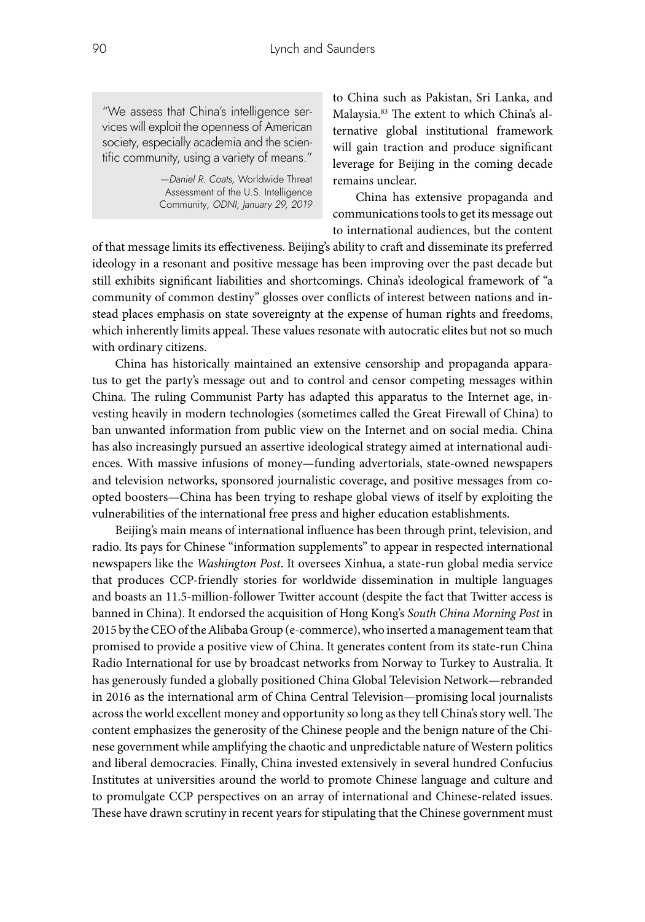> "We assess that China's intelligence services will exploit the openness of American society, especially academia and the scientific community, using a variety of means."
>
> —*Daniel R. Coats,* Worldwide Threat Assessment of the U.S. Intelligence Community, *ODNI, January 29, 2019*

to China such as Pakistan, Sri Lanka, and Malaysia.[83] The extent to which China's alternative global institutional framework will gain traction and produce significant leverage for Beijing in the coming decade remains unclear.

China has extensive propaganda and communications tools to get its message out to international audiences, but the content of that message limits its effectiveness. Beijing's ability to craft and disseminate its preferred ideology in a resonant and positive message has been improving over the past decade but still exhibits significant liabilities and shortcomings. China's ideological framework of "a community of common destiny" glosses over conflicts of interest between nations and instead places emphasis on state sovereignty at the expense of human rights and freedoms, which inherently limits appeal. These values resonate with autocratic elites but not so much with ordinary citizens.

China has historically maintained an extensive censorship and propaganda apparatus to get the party's message out and to control and censor competing messages within China. The ruling Communist Party has adapted this apparatus to the Internet age, investing heavily in modern technologies (sometimes called the Great Firewall of China) to ban unwanted information from public view on the Internet and on social media. China has also increasingly pursued an assertive ideological strategy aimed at international audiences. With massive infusions of money—funding advertorials, state-owned newspapers and television networks, sponsored journalistic coverage, and positive messages from co-opted boosters—China has been trying to reshape global views of itself by exploiting the vulnerabilities of the international free press and higher education establishments.

Beijing's main means of international influence has been through print, television, and radio. Its pays for Chinese "information supplements" to appear in respected international newspapers like the *Washington Post*. It oversees Xinhua, a state-run global media service that produces CCP-friendly stories for worldwide dissemination in multiple languages and boasts an 11.5-million-follower Twitter account (despite the fact that Twitter access is banned in China). It endorsed the acquisition of Hong Kong's *South China Morning Post* in 2015 by the CEO of the Alibaba Group (e-commerce), who inserted a management team that promised to provide a positive view of China. It generates content from its state-run China Radio International for use by broadcast networks from Norway to Turkey to Australia. It has generously funded a globally positioned China Global Television Network—rebranded in 2016 as the international arm of China Central Television—promising local journalists across the world excellent money and opportunity so long as they tell China's story well. The content emphasizes the generosity of the Chinese people and the benign nature of the Chinese government while amplifying the chaotic and unpredictable nature of Western politics and liberal democracies. Finally, China invested extensively in several hundred Confucius Institutes at universities around the world to promote Chinese language and culture and to promulgate CCP perspectives on an array of international and Chinese-related issues. These have drawn scrutiny in recent years for stipulating that the Chinese government must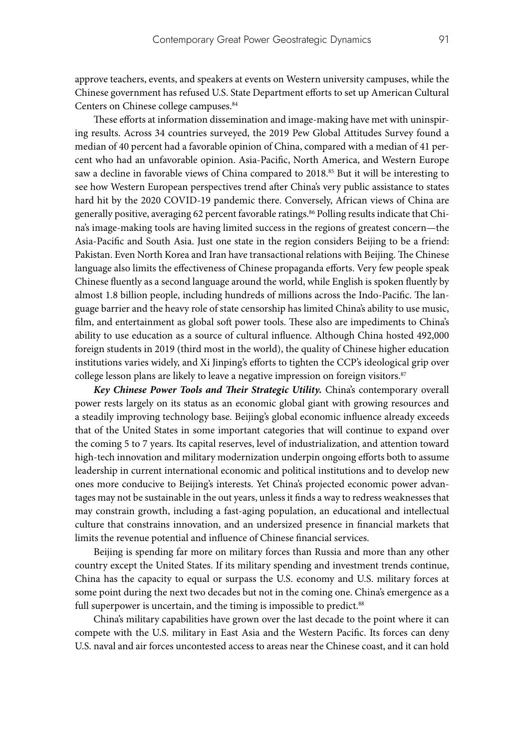approve teachers, events, and speakers at events on Western university campuses, while the Chinese government has refused U.S. State Department efforts to set up American Cultural Centers on Chinese college campuses.[84]

These efforts at information dissemination and image-making have met with uninspiring results. Across 34 countries surveyed, the 2019 Pew Global Attitudes Survey found a median of 40 percent had a favorable opinion of China, compared with a median of 41 percent who had an unfavorable opinion. Asia-Pacific, North America, and Western Europe saw a decline in favorable views of China compared to 2018.[85] But it will be interesting to see how Western European perspectives trend after China's very public assistance to states hard hit by the 2020 COVID-19 pandemic there. Conversely, African views of China are generally positive, averaging 62 percent favorable ratings.[86] Polling results indicate that China's image-making tools are having limited success in the regions of greatest concern—the Asia-Pacific and South Asia. Just one state in the region considers Beijing to be a friend: Pakistan. Even North Korea and Iran have transactional relations with Beijing. The Chinese language also limits the effectiveness of Chinese propaganda efforts. Very few people speak Chinese fluently as a second language around the world, while English is spoken fluently by almost 1.8 billion people, including hundreds of millions across the Indo-Pacific. The language barrier and the heavy role of state censorship has limited China's ability to use music, film, and entertainment as global soft power tools. These also are impediments to China's ability to use education as a source of cultural influence. Although China hosted 492,000 foreign students in 2019 (third most in the world), the quality of Chinese higher education institutions varies widely, and Xi Jinping's efforts to tighten the CCP's ideological grip over college lesson plans are likely to leave a negative impression on foreign visitors.[87]

***Key Chinese Power Tools and Their Strategic Utility.*** China's contemporary overall power rests largely on its status as an economic global giant with growing resources and a steadily improving technology base. Beijing's global economic influence already exceeds that of the United States in some important categories that will continue to expand over the coming 5 to 7 years. Its capital reserves, level of industrialization, and attention toward high-tech innovation and military modernization underpin ongoing efforts both to assume leadership in current international economic and political institutions and to develop new ones more conducive to Beijing's interests. Yet China's projected economic power advantages may not be sustainable in the out years, unless it finds a way to redress weaknesses that may constrain growth, including a fast-aging population, an educational and intellectual culture that constrains innovation, and an undersized presence in financial markets that limits the revenue potential and influence of Chinese financial services.

Beijing is spending far more on military forces than Russia and more than any other country except the United States. If its military spending and investment trends continue, China has the capacity to equal or surpass the U.S. economy and U.S. military forces at some point during the next two decades but not in the coming one. China's emergence as a full superpower is uncertain, and the timing is impossible to predict.[88]

China's military capabilities have grown over the last decade to the point where it can compete with the U.S. military in East Asia and the Western Pacific. Its forces can deny U.S. naval and air forces uncontested access to areas near the Chinese coast, and it can hold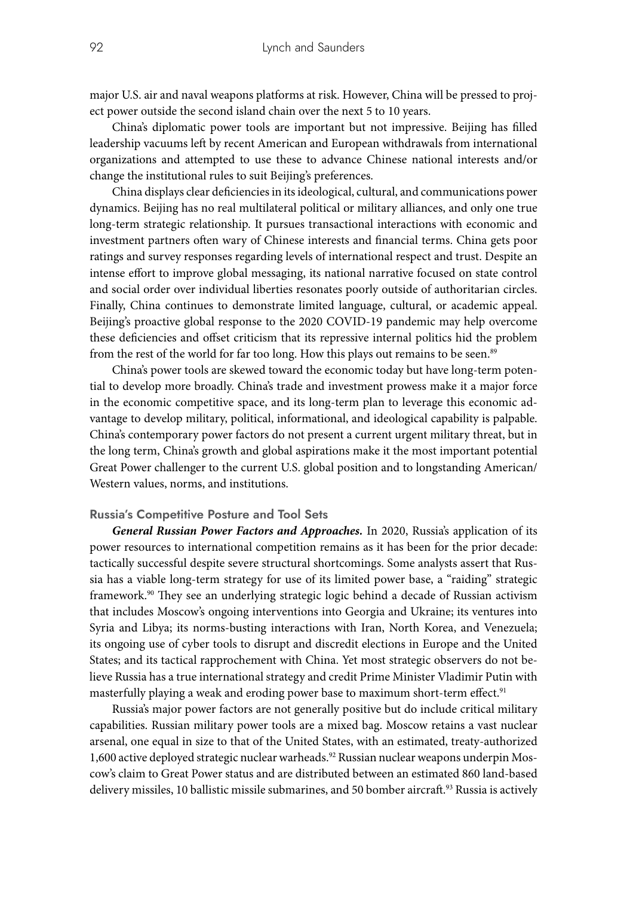major U.S. air and naval weapons platforms at risk. However, China will be pressed to project power outside the second island chain over the next 5 to 10 years.

China's diplomatic power tools are important but not impressive. Beijing has filled leadership vacuums left by recent American and European withdrawals from international organizations and attempted to use these to advance Chinese national interests and/or change the institutional rules to suit Beijing's preferences.

China displays clear deficiencies in its ideological, cultural, and communications power dynamics. Beijing has no real multilateral political or military alliances, and only one true long-term strategic relationship. It pursues transactional interactions with economic and investment partners often wary of Chinese interests and financial terms. China gets poor ratings and survey responses regarding levels of international respect and trust. Despite an intense effort to improve global messaging, its national narrative focused on state control and social order over individual liberties resonates poorly outside of authoritarian circles. Finally, China continues to demonstrate limited language, cultural, or academic appeal. Beijing's proactive global response to the 2020 COVID-19 pandemic may help overcome these deficiencies and offset criticism that its repressive internal politics hid the problem from the rest of the world for far too long. How this plays out remains to be seen.[89]

China's power tools are skewed toward the economic today but have long-term potential to develop more broadly. China's trade and investment prowess make it a major force in the economic competitive space, and its long-term plan to leverage this economic advantage to develop military, political, informational, and ideological capability is palpable. China's contemporary power factors do not present a current urgent military threat, but in the long term, China's growth and global aspirations make it the most important potential Great Power challenger to the current U.S. global position and to longstanding American/Western values, norms, and institutions.

### Russia's Competitive Posture and Tool Sets

***General Russian Power Factors and Approaches.*** In 2020, Russia's application of its power resources to international competition remains as it has been for the prior decade: tactically successful despite severe structural shortcomings. Some analysts assert that Russia has a viable long-term strategy for use of its limited power base, a "raiding" strategic framework.[90] They see an underlying strategic logic behind a decade of Russian activism that includes Moscow's ongoing interventions into Georgia and Ukraine; its ventures into Syria and Libya; its norms-busting interactions with Iran, North Korea, and Venezuela; its ongoing use of cyber tools to disrupt and discredit elections in Europe and the United States; and its tactical rapprochement with China. Yet most strategic observers do not believe Russia has a true international strategy and credit Prime Minister Vladimir Putin with masterfully playing a weak and eroding power base to maximum short-term effect.[91]

Russia's major power factors are not generally positive but do include critical military capabilities. Russian military power tools are a mixed bag. Moscow retains a vast nuclear arsenal, one equal in size to that of the United States, with an estimated, treaty-authorized 1,600 active deployed strategic nuclear warheads.[92] Russian nuclear weapons underpin Moscow's claim to Great Power status and are distributed between an estimated 860 land-based delivery missiles, 10 ballistic missile submarines, and 50 bomber aircraft.[93] Russia is actively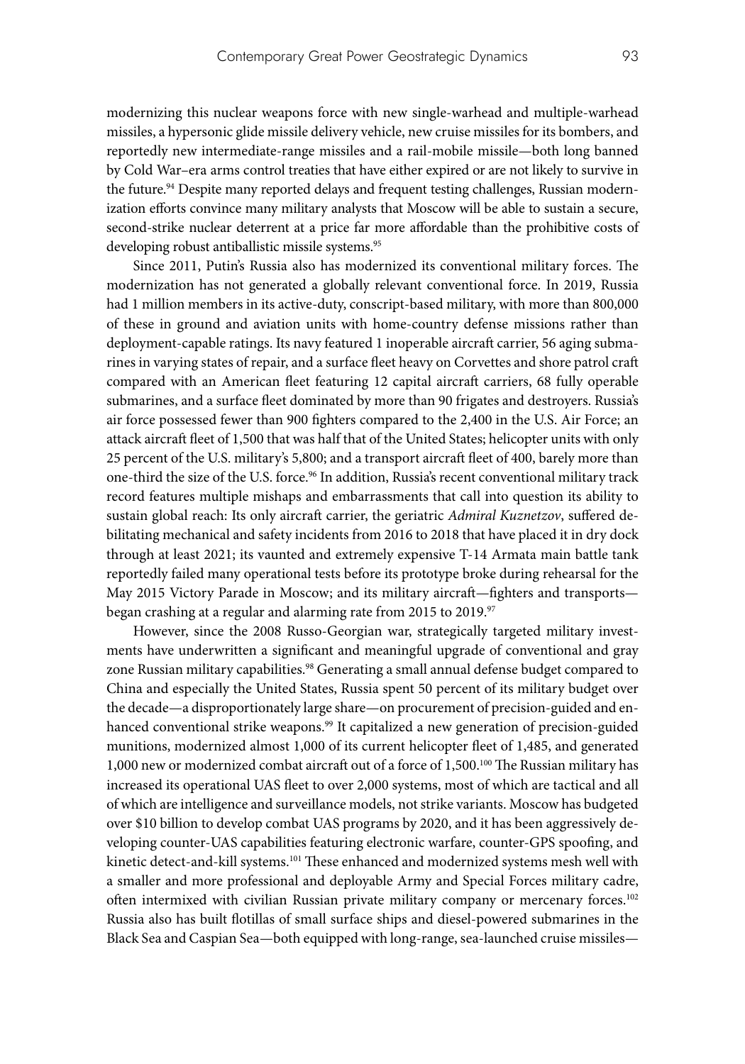modernizing this nuclear weapons force with new single-warhead and multiple-warhead missiles, a hypersonic glide missile delivery vehicle, new cruise missiles for its bombers, and reportedly new intermediate-range missiles and a rail-mobile missile—both long banned by Cold War–era arms control treaties that have either expired or are not likely to survive in the future.[94] Despite many reported delays and frequent testing challenges, Russian modernization efforts convince many military analysts that Moscow will be able to sustain a secure, second-strike nuclear deterrent at a price far more affordable than the prohibitive costs of developing robust antiballistic missile systems.[95]

Since 2011, Putin's Russia also has modernized its conventional military forces. The modernization has not generated a globally relevant conventional force. In 2019, Russia had 1 million members in its active-duty, conscript-based military, with more than 800,000 of these in ground and aviation units with home-country defense missions rather than deployment-capable ratings. Its navy featured 1 inoperable aircraft carrier, 56 aging submarines in varying states of repair, and a surface fleet heavy on Corvettes and shore patrol craft compared with an American fleet featuring 12 capital aircraft carriers, 68 fully operable submarines, and a surface fleet dominated by more than 90 frigates and destroyers. Russia's air force possessed fewer than 900 fighters compared to the 2,400 in the U.S. Air Force; an attack aircraft fleet of 1,500 that was half that of the United States; helicopter units with only 25 percent of the U.S. military's 5,800; and a transport aircraft fleet of 400, barely more than one-third the size of the U.S. force.[96] In addition, Russia's recent conventional military track record features multiple mishaps and embarrassments that call into question its ability to sustain global reach: Its only aircraft carrier, the geriatric *Admiral Kuznetzov*, suffered debilitating mechanical and safety incidents from 2016 to 2018 that have placed it in dry dock through at least 2021; its vaunted and extremely expensive T-14 Armata main battle tank reportedly failed many operational tests before its prototype broke during rehearsal for the May 2015 Victory Parade in Moscow; and its military aircraft—fighters and transports—began crashing at a regular and alarming rate from 2015 to 2019.[97]

However, since the 2008 Russo-Georgian war, strategically targeted military investments have underwritten a significant and meaningful upgrade of conventional and gray zone Russian military capabilities.[98] Generating a small annual defense budget compared to China and especially the United States, Russia spent 50 percent of its military budget over the decade—a disproportionately large share—on procurement of precision-guided and enhanced conventional strike weapons.[99] It capitalized a new generation of precision-guided munitions, modernized almost 1,000 of its current helicopter fleet of 1,485, and generated 1,000 new or modernized combat aircraft out of a force of 1,500.[100] The Russian military has increased its operational UAS fleet to over 2,000 systems, most of which are tactical and all of which are intelligence and surveillance models, not strike variants. Moscow has budgeted over $10 billion to develop combat UAS programs by 2020, and it has been aggressively developing counter-UAS capabilities featuring electronic warfare, counter-GPS spoofing, and kinetic detect-and-kill systems.[101] These enhanced and modernized systems mesh well with a smaller and more professional and deployable Army and Special Forces military cadre, often intermixed with civilian Russian private military company or mercenary forces.[102] Russia also has built flotillas of small surface ships and diesel-powered submarines in the Black Sea and Caspian Sea—both equipped with long-range, sea-launched cruise missiles—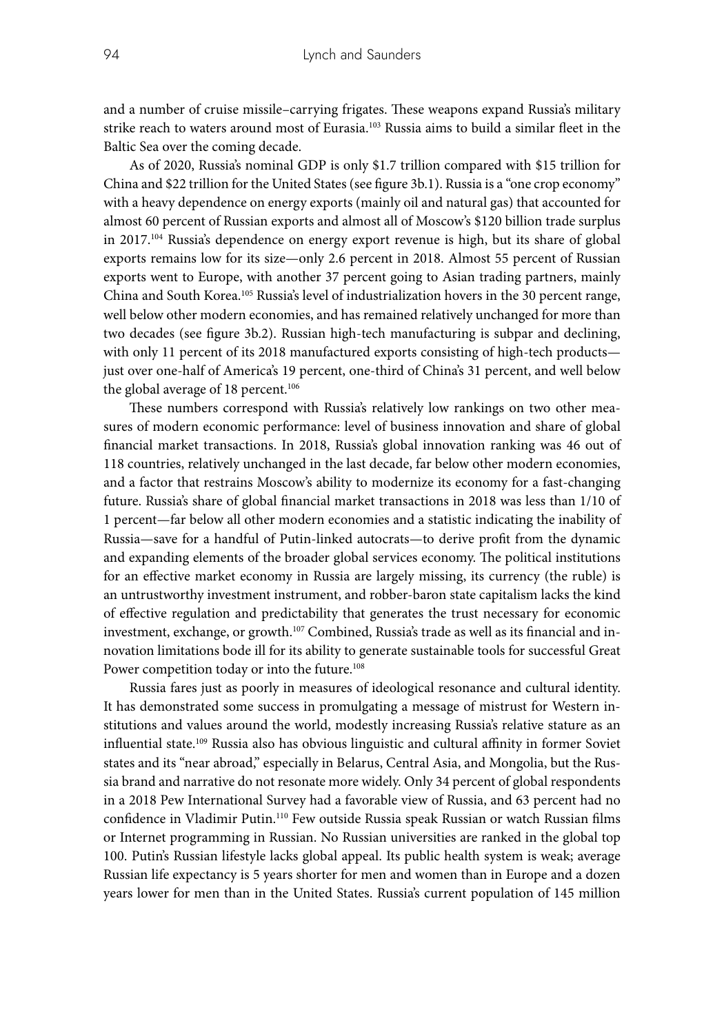and a number of cruise missile–carrying frigates. These weapons expand Russia's military strike reach to waters around most of Eurasia.[103] Russia aims to build a similar fleet in the Baltic Sea over the coming decade.

As of 2020, Russia's nominal GDP is only $1.7 trillion compared with $15 trillion for China and $22 trillion for the United States (see figure 3b.1). Russia is a "one crop economy" with a heavy dependence on energy exports (mainly oil and natural gas) that accounted for almost 60 percent of Russian exports and almost all of Moscow's $120 billion trade surplus in 2017.[104] Russia's dependence on energy export revenue is high, but its share of global exports remains low for its size—only 2.6 percent in 2018. Almost 55 percent of Russian exports went to Europe, with another 37 percent going to Asian trading partners, mainly China and South Korea.[105] Russia's level of industrialization hovers in the 30 percent range, well below other modern economies, and has remained relatively unchanged for more than two decades (see figure 3b.2). Russian high-tech manufacturing is subpar and declining, with only 11 percent of its 2018 manufactured exports consisting of high-tech products—just over one-half of America's 19 percent, one-third of China's 31 percent, and well below the global average of 18 percent.[106]

These numbers correspond with Russia's relatively low rankings on two other measures of modern economic performance: level of business innovation and share of global financial market transactions. In 2018, Russia's global innovation ranking was 46 out of 118 countries, relatively unchanged in the last decade, far below other modern economies, and a factor that restrains Moscow's ability to modernize its economy for a fast-changing future. Russia's share of global financial market transactions in 2018 was less than 1/10 of 1 percent—far below all other modern economies and a statistic indicating the inability of Russia—save for a handful of Putin-linked autocrats—to derive profit from the dynamic and expanding elements of the broader global services economy. The political institutions for an effective market economy in Russia are largely missing, its currency (the ruble) is an untrustworthy investment instrument, and robber-baron state capitalism lacks the kind of effective regulation and predictability that generates the trust necessary for economic investment, exchange, or growth.[107] Combined, Russia's trade as well as its financial and innovation limitations bode ill for its ability to generate sustainable tools for successful Great Power competition today or into the future.[108]

Russia fares just as poorly in measures of ideological resonance and cultural identity. It has demonstrated some success in promulgating a message of mistrust for Western institutions and values around the world, modestly increasing Russia's relative stature as an influential state.[109] Russia also has obvious linguistic and cultural affinity in former Soviet states and its "near abroad," especially in Belarus, Central Asia, and Mongolia, but the Russia brand and narrative do not resonate more widely. Only 34 percent of global respondents in a 2018 Pew International Survey had a favorable view of Russia, and 63 percent had no confidence in Vladimir Putin.[110] Few outside Russia speak Russian or watch Russian films or Internet programming in Russian. No Russian universities are ranked in the global top 100. Putin's Russian lifestyle lacks global appeal. Its public health system is weak; average Russian life expectancy is 5 years shorter for men and women than in Europe and a dozen years lower for men than in the United States. Russia's current population of 145 million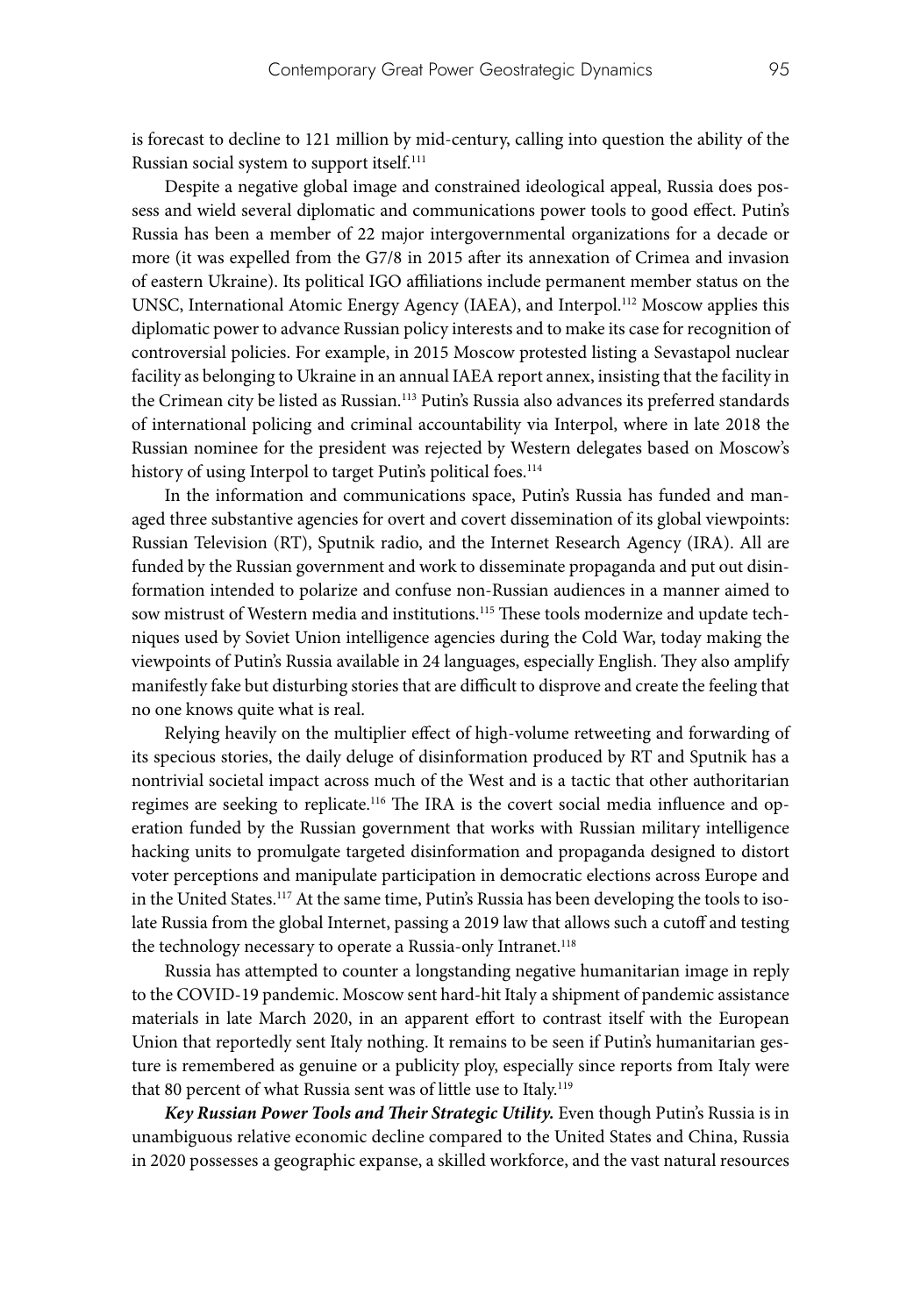is forecast to decline to 121 million by mid-century, calling into question the ability of the Russian social system to support itself.[111]

Despite a negative global image and constrained ideological appeal, Russia does possess and wield several diplomatic and communications power tools to good effect. Putin's Russia has been a member of 22 major intergovernmental organizations for a decade or more (it was expelled from the G7/8 in 2015 after its annexation of Crimea and invasion of eastern Ukraine). Its political IGO affiliations include permanent member status on the UNSC, International Atomic Energy Agency (IAEA), and Interpol.[112] Moscow applies this diplomatic power to advance Russian policy interests and to make its case for recognition of controversial policies. For example, in 2015 Moscow protested listing a Sevastapol nuclear facility as belonging to Ukraine in an annual IAEA report annex, insisting that the facility in the Crimean city be listed as Russian.[113] Putin's Russia also advances its preferred standards of international policing and criminal accountability via Interpol, where in late 2018 the Russian nominee for the president was rejected by Western delegates based on Moscow's history of using Interpol to target Putin's political foes.[114]

In the information and communications space, Putin's Russia has funded and managed three substantive agencies for overt and covert dissemination of its global viewpoints: Russian Television (RT), Sputnik radio, and the Internet Research Agency (IRA). All are funded by the Russian government and work to disseminate propaganda and put out disinformation intended to polarize and confuse non-Russian audiences in a manner aimed to sow mistrust of Western media and institutions.[115] These tools modernize and update techniques used by Soviet Union intelligence agencies during the Cold War, today making the viewpoints of Putin's Russia available in 24 languages, especially English. They also amplify manifestly fake but disturbing stories that are difficult to disprove and create the feeling that no one knows quite what is real.

Relying heavily on the multiplier effect of high-volume retweeting and forwarding of its specious stories, the daily deluge of disinformation produced by RT and Sputnik has a nontrivial societal impact across much of the West and is a tactic that other authoritarian regimes are seeking to replicate.[116] The IRA is the covert social media influence and operation funded by the Russian government that works with Russian military intelligence hacking units to promulgate targeted disinformation and propaganda designed to distort voter perceptions and manipulate participation in democratic elections across Europe and in the United States.[117] At the same time, Putin's Russia has been developing the tools to isolate Russia from the global Internet, passing a 2019 law that allows such a cutoff and testing the technology necessary to operate a Russia-only Intranet.[118]

Russia has attempted to counter a longstanding negative humanitarian image in reply to the COVID-19 pandemic. Moscow sent hard-hit Italy a shipment of pandemic assistance materials in late March 2020, in an apparent effort to contrast itself with the European Union that reportedly sent Italy nothing. It remains to be seen if Putin's humanitarian gesture is remembered as genuine or a publicity ploy, especially since reports from Italy were that 80 percent of what Russia sent was of little use to Italy.[119]

***Key Russian Power Tools and Their Strategic Utility.*** Even though Putin's Russia is in unambiguous relative economic decline compared to the United States and China, Russia in 2020 possesses a geographic expanse, a skilled workforce, and the vast natural resources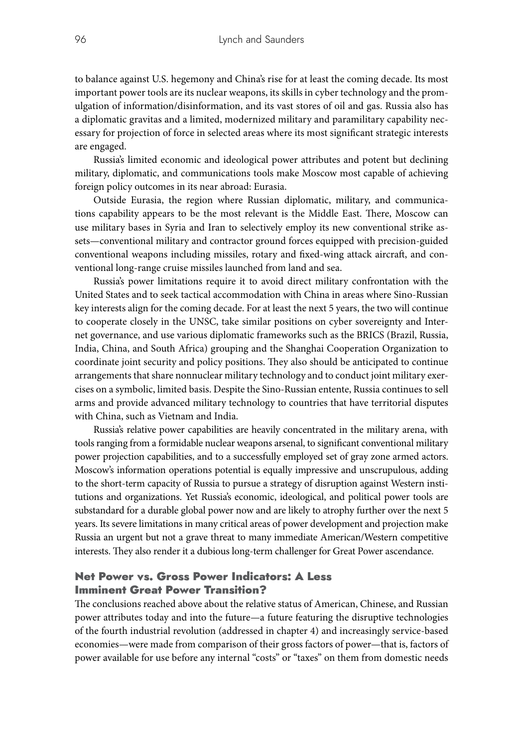to balance against U.S. hegemony and China's rise for at least the coming decade. Its most important power tools are its nuclear weapons, its skills in cyber technology and the promulgation of information/disinformation, and its vast stores of oil and gas. Russia also has a diplomatic gravitas and a limited, modernized military and paramilitary capability necessary for projection of force in selected areas where its most significant strategic interests are engaged.

Russia's limited economic and ideological power attributes and potent but declining military, diplomatic, and communications tools make Moscow most capable of achieving foreign policy outcomes in its near abroad: Eurasia.

Outside Eurasia, the region where Russian diplomatic, military, and communications capability appears to be the most relevant is the Middle East. There, Moscow can use military bases in Syria and Iran to selectively employ its new conventional strike assets—conventional military and contractor ground forces equipped with precision-guided conventional weapons including missiles, rotary and fixed-wing attack aircraft, and conventional long-range cruise missiles launched from land and sea.

Russia's power limitations require it to avoid direct military confrontation with the United States and to seek tactical accommodation with China in areas where Sino-Russian key interests align for the coming decade. For at least the next 5 years, the two will continue to cooperate closely in the UNSC, take similar positions on cyber sovereignty and Internet governance, and use various diplomatic frameworks such as the BRICS (Brazil, Russia, India, China, and South Africa) grouping and the Shanghai Cooperation Organization to coordinate joint security and policy positions. They also should be anticipated to continue arrangements that share nonnuclear military technology and to conduct joint military exercises on a symbolic, limited basis. Despite the Sino-Russian entente, Russia continues to sell arms and provide advanced military technology to countries that have territorial disputes with China, such as Vietnam and India.

Russia's relative power capabilities are heavily concentrated in the military arena, with tools ranging from a formidable nuclear weapons arsenal, to significant conventional military power projection capabilities, and to a successfully employed set of gray zone armed actors. Moscow's information operations potential is equally impressive and unscrupulous, adding to the short-term capacity of Russia to pursue a strategy of disruption against Western institutions and organizations. Yet Russia's economic, ideological, and political power tools are substandard for a durable global power now and are likely to atrophy further over the next 5 years. Its severe limitations in many critical areas of power development and projection make Russia an urgent but not a grave threat to many immediate American/Western competitive interests. They also render it a dubious long-term challenger for Great Power ascendance.

## Net Power vs. Gross Power Indicators: A Less Imminent Great Power Transition?

The conclusions reached above about the relative status of American, Chinese, and Russian power attributes today and into the future—a future featuring the disruptive technologies of the fourth industrial revolution (addressed in chapter 4) and increasingly service-based economies—were made from comparison of their gross factors of power—that is, factors of power available for use before any internal "costs" or "taxes" on them from domestic needs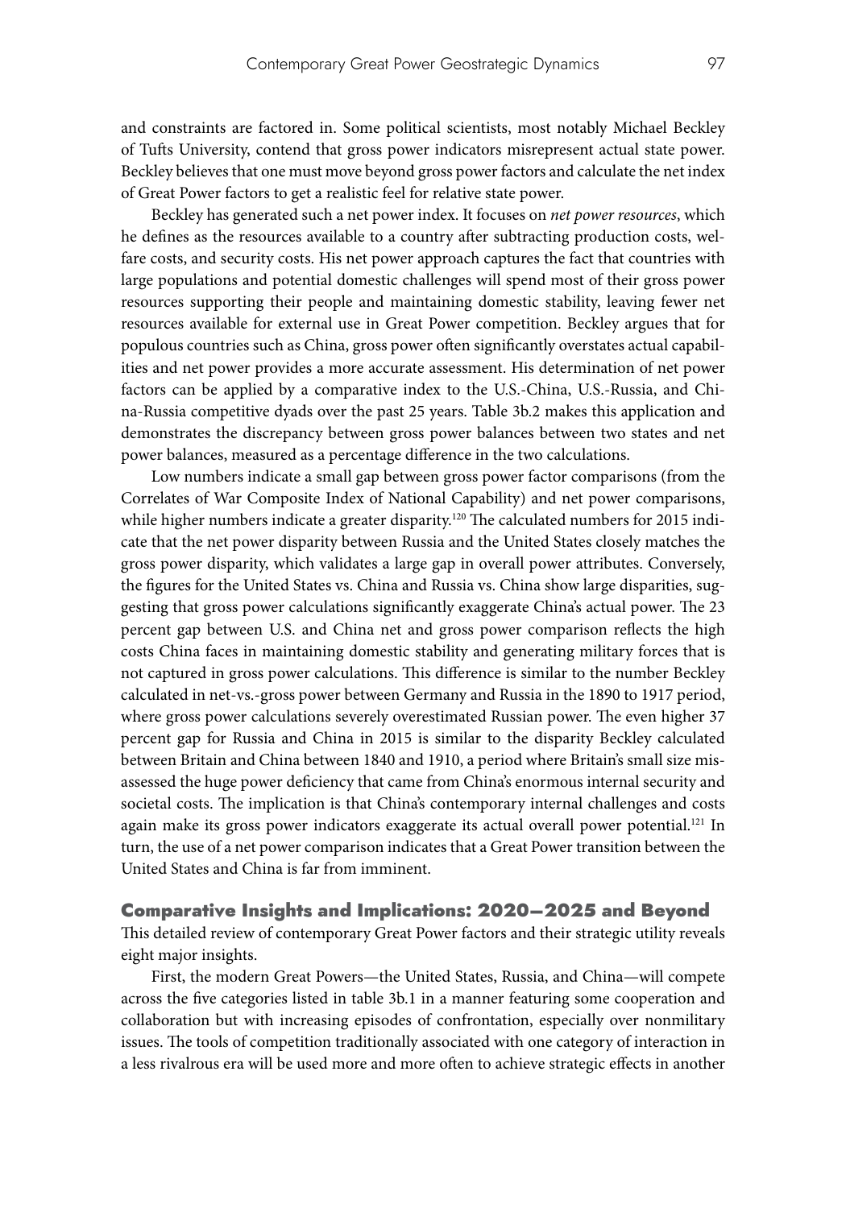and constraints are factored in. Some political scientists, most notably Michael Beckley of Tufts University, contend that gross power indicators misrepresent actual state power. Beckley believes that one must move beyond gross power factors and calculate the net index of Great Power factors to get a realistic feel for relative state power.

Beckley has generated such a net power index. It focuses on *net power resources*, which he defines as the resources available to a country after subtracting production costs, welfare costs, and security costs. His net power approach captures the fact that countries with large populations and potential domestic challenges will spend most of their gross power resources supporting their people and maintaining domestic stability, leaving fewer net resources available for external use in Great Power competition. Beckley argues that for populous countries such as China, gross power often significantly overstates actual capabilities and net power provides a more accurate assessment. His determination of net power factors can be applied by a comparative index to the U.S.-China, U.S.-Russia, and China-Russia competitive dyads over the past 25 years. Table 3b.2 makes this application and demonstrates the discrepancy between gross power balances between two states and net power balances, measured as a percentage difference in the two calculations.

Low numbers indicate a small gap between gross power factor comparisons (from the Correlates of War Composite Index of National Capability) and net power comparisons, while higher numbers indicate a greater disparity.[120] The calculated numbers for 2015 indicate that the net power disparity between Russia and the United States closely matches the gross power disparity, which validates a large gap in overall power attributes. Conversely, the figures for the United States vs. China and Russia vs. China show large disparities, suggesting that gross power calculations significantly exaggerate China's actual power. The 23 percent gap between U.S. and China net and gross power comparison reflects the high costs China faces in maintaining domestic stability and generating military forces that is not captured in gross power calculations. This difference is similar to the number Beckley calculated in net-vs.-gross power between Germany and Russia in the 1890 to 1917 period, where gross power calculations severely overestimated Russian power. The even higher 37 percent gap for Russia and China in 2015 is similar to the disparity Beckley calculated between Britain and China between 1840 and 1910, a period where Britain's small size misassessed the huge power deficiency that came from China's enormous internal security and societal costs. The implication is that China's contemporary internal challenges and costs again make its gross power indicators exaggerate its actual overall power potential.[121] In turn, the use of a net power comparison indicates that a Great Power transition between the United States and China is far from imminent.

## Comparative Insights and Implications: 2020–2025 and Beyond

This detailed review of contemporary Great Power factors and their strategic utility reveals eight major insights.

First, the modern Great Powers—the United States, Russia, and China—will compete across the five categories listed in table 3b.1 in a manner featuring some cooperation and collaboration but with increasing episodes of confrontation, especially over nonmilitary issues. The tools of competition traditionally associated with one category of interaction in a less rivalrous era will be used more and more often to achieve strategic effects in another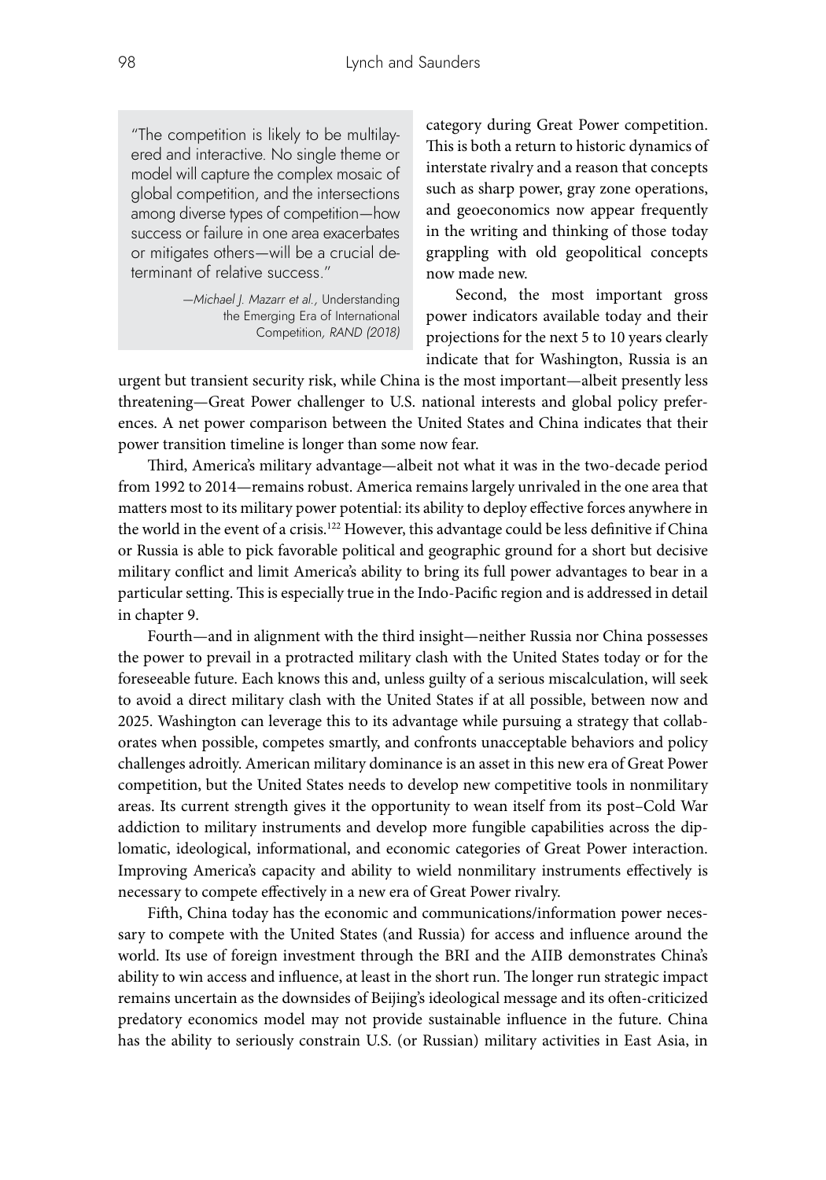> "The competition is likely to be multilayered and interactive. No single theme or model will capture the complex mosaic of global competition, and the intersections among diverse types of competition—how success or failure in one area exacerbates or mitigates others—will be a crucial determinant of relative success."
>
> —*Michael J. Mazarr et al.,* Understanding the Emerging Era of International Competition*, RAND (2018)*

category during Great Power competition. This is both a return to historic dynamics of interstate rivalry and a reason that concepts such as sharp power, gray zone operations, and geoeconomics now appear frequently in the writing and thinking of those today grappling with old geopolitical concepts now made new.

Second, the most important gross power indicators available today and their projections for the next 5 to 10 years clearly indicate that for Washington, Russia is an urgent but transient security risk, while China is the most important—albeit presently less threatening—Great Power challenger to U.S. national interests and global policy preferences. A net power comparison between the United States and China indicates that their power transition timeline is longer than some now fear.

Third, America's military advantage—albeit not what it was in the two-decade period from 1992 to 2014—remains robust. America remains largely unrivaled in the one area that matters most to its military power potential: its ability to deploy effective forces anywhere in the world in the event of a crisis.[122] However, this advantage could be less definitive if China or Russia is able to pick favorable political and geographic ground for a short but decisive military conflict and limit America's ability to bring its full power advantages to bear in a particular setting. This is especially true in the Indo-Pacific region and is addressed in detail in chapter 9.

Fourth—and in alignment with the third insight—neither Russia nor China possesses the power to prevail in a protracted military clash with the United States today or for the foreseeable future. Each knows this and, unless guilty of a serious miscalculation, will seek to avoid a direct military clash with the United States if at all possible, between now and 2025. Washington can leverage this to its advantage while pursuing a strategy that collaborates when possible, competes smartly, and confronts unacceptable behaviors and policy challenges adroitly. American military dominance is an asset in this new era of Great Power competition, but the United States needs to develop new competitive tools in nonmilitary areas. Its current strength gives it the opportunity to wean itself from its post–Cold War addiction to military instruments and develop more fungible capabilities across the diplomatic, ideological, informational, and economic categories of Great Power interaction. Improving America's capacity and ability to wield nonmilitary instruments effectively is necessary to compete effectively in a new era of Great Power rivalry.

Fifth, China today has the economic and communications/information power necessary to compete with the United States (and Russia) for access and influence around the world. Its use of foreign investment through the BRI and the AIIB demonstrates China's ability to win access and influence, at least in the short run. The longer run strategic impact remains uncertain as the downsides of Beijing's ideological message and its often-criticized predatory economics model may not provide sustainable influence in the future. China has the ability to seriously constrain U.S. (or Russian) military activities in East Asia, in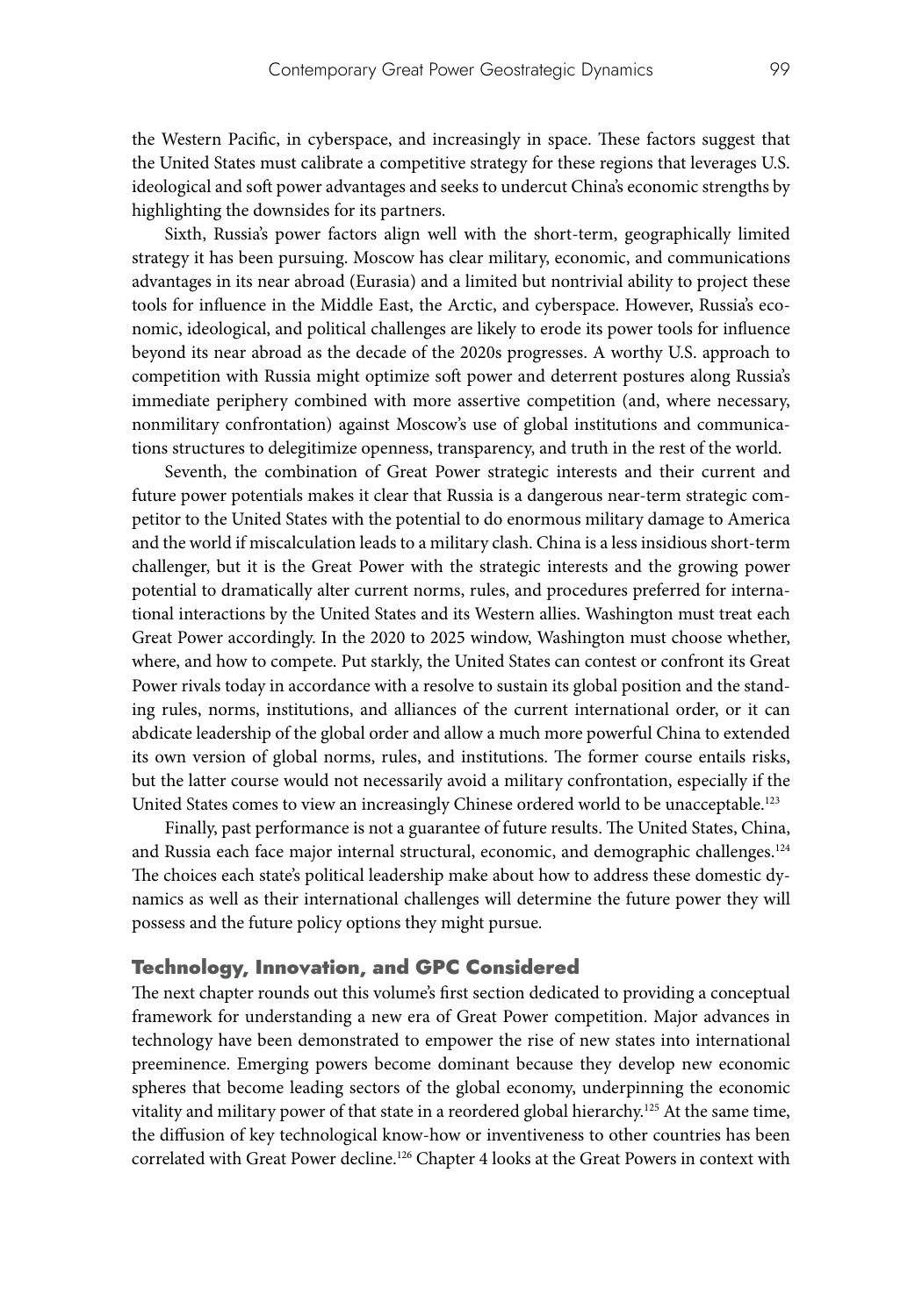the Western Pacific, in cyberspace, and increasingly in space. These factors suggest that the United States must calibrate a competitive strategy for these regions that leverages U.S. ideological and soft power advantages and seeks to undercut China's economic strengths by highlighting the downsides for its partners.

Sixth, Russia's power factors align well with the short-term, geographically limited strategy it has been pursuing. Moscow has clear military, economic, and communications advantages in its near abroad (Eurasia) and a limited but nontrivial ability to project these tools for influence in the Middle East, the Arctic, and cyberspace. However, Russia's economic, ideological, and political challenges are likely to erode its power tools for influence beyond its near abroad as the decade of the 2020s progresses. A worthy U.S. approach to competition with Russia might optimize soft power and deterrent postures along Russia's immediate periphery combined with more assertive competition (and, where necessary, nonmilitary confrontation) against Moscow's use of global institutions and communications structures to delegitimize openness, transparency, and truth in the rest of the world.

Seventh, the combination of Great Power strategic interests and their current and future power potentials makes it clear that Russia is a dangerous near-term strategic competitor to the United States with the potential to do enormous military damage to America and the world if miscalculation leads to a military clash. China is a less insidious short-term challenger, but it is the Great Power with the strategic interests and the growing power potential to dramatically alter current norms, rules, and procedures preferred for international interactions by the United States and its Western allies. Washington must treat each Great Power accordingly. In the 2020 to 2025 window, Washington must choose whether, where, and how to compete. Put starkly, the United States can contest or confront its Great Power rivals today in accordance with a resolve to sustain its global position and the standing rules, norms, institutions, and alliances of the current international order, or it can abdicate leadership of the global order and allow a much more powerful China to extended its own version of global norms, rules, and institutions. The former course entails risks, but the latter course would not necessarily avoid a military confrontation, especially if the United States comes to view an increasingly Chinese ordered world to be unacceptable.[123]

Finally, past performance is not a guarantee of future results. The United States, China, and Russia each face major internal structural, economic, and demographic challenges.[124] The choices each state's political leadership make about how to address these domestic dynamics as well as their international challenges will determine the future power they will possess and the future policy options they might pursue.

## Technology, Innovation, and GPC Considered

The next chapter rounds out this volume's first section dedicated to providing a conceptual framework for understanding a new era of Great Power competition. Major advances in technology have been demonstrated to empower the rise of new states into international preeminence. Emerging powers become dominant because they develop new economic spheres that become leading sectors of the global economy, underpinning the economic vitality and military power of that state in a reordered global hierarchy.[125] At the same time, the diffusion of key technological know-how or inventiveness to other countries has been correlated with Great Power decline.[126] Chapter 4 looks at the Great Powers in context with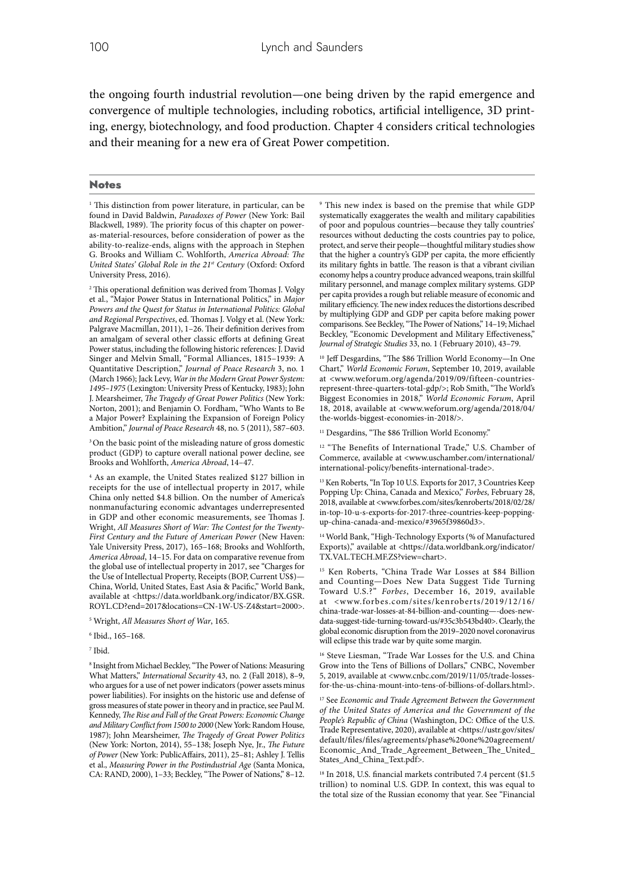the ongoing fourth industrial revolution—one being driven by the rapid emergence and convergence of multiple technologies, including robotics, artificial intelligence, 3D printing, energy, biotechnology, and food production. Chapter 4 considers critical technologies and their meaning for a new era of Great Power competition.

## Notes

[1] This distinction from power literature, in particular, can be found in David Baldwin, *Paradoxes of Power* (New York: Bail Blackwell, 1989). The priority focus of this chapter on power-as-material-resources, before consideration of power as the ability-to-realize-ends, aligns with the approach in Stephen G. Brooks and William C. Wohlforth, *America Abroad: The United States' Global Role in the 21st Century* (Oxford: Oxford University Press, 2016).

[2] This operational definition was derived from Thomas J. Volgy et al., "Major Power Status in International Politics," in *Major Powers and the Quest for Status in International Politics: Global and Regional Perspectives*, ed. Thomas J. Volgy et al. (New York: Palgrave Macmillan, 2011), 1–26. Their definition derives from an amalgam of several other classic efforts at defining Great Power status, including the following historic references: J. David Singer and Melvin Small, "Formal Alliances, 1815–1939: A Quantitative Description," *Journal of Peace Research* 3, no. 1 (March 1966); Jack Levy, *War in the Modern Great Power System: 1495–1975* (Lexington: University Press of Kentucky, 1983); John J. Mearsheimer, *The Tragedy of Great Power Politics* (New York: Norton, 2001); and Benjamin O. Fordham, "Who Wants to Be a Major Power? Explaining the Expansion of Foreign Policy Ambition," *Journal of Peace Research* 48, no. 5 (2011), 587–603.

[3] On the basic point of the misleading nature of gross domestic product (GDP) to capture overall national power decline, see Brooks and Wohlforth, *America Abroad*, 14–47.

[4] As an example, the United States realized $127 billion in receipts for the use of intellectual property in 2017, while China only netted $4.8 billion. On the number of America's nonmanufacturing economic advantages underrepresented in GDP and other economic measurements, see Thomas J. Wright, *All Measures Short of War: The Contest for the Twenty-First Century and the Future of American Power* (New Haven: Yale University Press, 2017), 165–168; Brooks and Wohlforth, *America Abroad*, 14–15. For data on comparative revenue from the global use of intellectual property in 2017, see "Charges for the Use of Intellectual Property, Receipts (BOP, Current US$)—China, World, United States, East Asia & Pacific," World Bank, available at <https://data.worldbank.org/indicator/BX.GSR.ROYL.CD?end=2017&locations=CN-1W-US-Z4&start=2000>.

[5] Wright, *All Measures Short of War*, 165.

[6] Ibid., 165–168.

[7] Ibid.

[8] Insight from Michael Beckley, "The Power of Nations: Measuring What Matters," *International Security* 43, no. 2 (Fall 2018), 8–9, who argues for a use of net power indicators (power assets minus power liabilities). For insights on the historic use and defense of gross measures of state power in theory and in practice, see Paul M. Kennedy, *The Rise and Fall of the Great Powers: Economic Change and Military Conflict from 1500 to 2000* (New York: Random House, 1987); John Mearsheimer, *The Tragedy of Great Power Politics* (New York: Norton, 2014), 55–138; Joseph Nye, Jr., *The Future of Power* (New York: PublicAffairs, 2011), 25–81; Ashley J. Tellis et al., *Measuring Power in the Postindustrial Age* (Santa Monica, CA: RAND, 2000), 1–33; Beckley, "The Power of Nations," 8–12.

[9] This new index is based on the premise that while GDP systematically exaggerates the wealth and military capabilities of poor and populous countries—because they tally countries' resources without deducting the costs countries pay to police, protect, and serve their people—thoughtful military studies show that the higher a country's GDP per capita, the more efficiently its military fights in battle. The reason is that a vibrant civilian economy helps a country produce advanced weapons, train skillful military personnel, and manage complex military systems. GDP per capita provides a rough but reliable measure of economic and military efficiency. The new index reduces the distortions described by multiplying GDP and GDP per capita before making power comparisons. See Beckley, "The Power of Nations," 14–19; Michael Beckley, "Economic Development and Military Effectiveness," *Journal of Strategic Studies* 33, no. 1 (February 2010), 43–79.

[10] Jeff Desgardins, "The $86 Trillion World Economy—In One Chart," *World Economic Forum*, September 10, 2019, available at <www.weforum.org/agenda/2019/09/fifteen-countries-represent-three-quarters-total-gdp/>; Rob Smith, "The World's Biggest Economies in 2018," *World Economic Forum*, April 18, 2018, available at <www.weforum.org/agenda/2018/04/the-worlds-biggest-economies-in-2018/>.

[11] Desgardins, "The $86 Trillion World Economy."

[12] "The Benefits of International Trade," U.S. Chamber of Commerce, available at <www.uschamber.com/international/international-policy/benefits-international-trade>.

[13] Ken Roberts, "In Top 10 U.S. Exports for 2017, 3 Countries Keep Popping Up: China, Canada and Mexico," *Forbes*, February 28, 2018, available at <www.forbes.com/sites/kenroberts/2018/02/28/in-top-10-u-s-exports-for-2017-three-countries-keep-popping-up-china-canada-and-mexico/#3965f39860d3>.

[14] World Bank, "High-Technology Exports (% of Manufactured Exports)," available at <https://data.worldbank.org/indicator/TX.VAL.TECH.MF.ZS?view=chart>.

[15] Ken Roberts, "China Trade War Losses at $84 Billion and Counting—Does New Data Suggest Tide Turning Toward U.S.?" *Forbes*, December 16, 2019, available at <www.forbes.com/sites/kenroberts/2019/12/16/china-trade-war-losses-at-84-billion-and-counting—-does-new-data-suggest-tide-turning-toward-us/#35c3b543bd40>. Clearly, the global economic disruption from the 2019–2020 novel coronavirus will eclipse this trade war by quite some margin.

[16] Steve Liesman, "Trade War Losses for the U.S. and China Grow into the Tens of Billions of Dollars," CNBC, November 5, 2019, available at <www.cnbc.com/2019/11/05/trade-losses-for-the-us-china-mount-into-tens-of-billions-of-dollars.html>.

[17] See *Economic and Trade Agreement Between the Government of the United States of America and the Government of the People's Republic of China* (Washington, DC: Office of the U.S. Trade Representative, 2020), available at <https://ustr.gov/sites/default/files/files/agreements/phase%20one%20agreement/Economic_And_Trade_Agreement_Between_The_United_States_And_China_Text.pdf>.

[18] In 2018, U.S. financial markets contributed 7.4 percent ($1.5 trillion) to nominal U.S. GDP. In context, this was equal to the total size of the Russian economy that year. See "Financial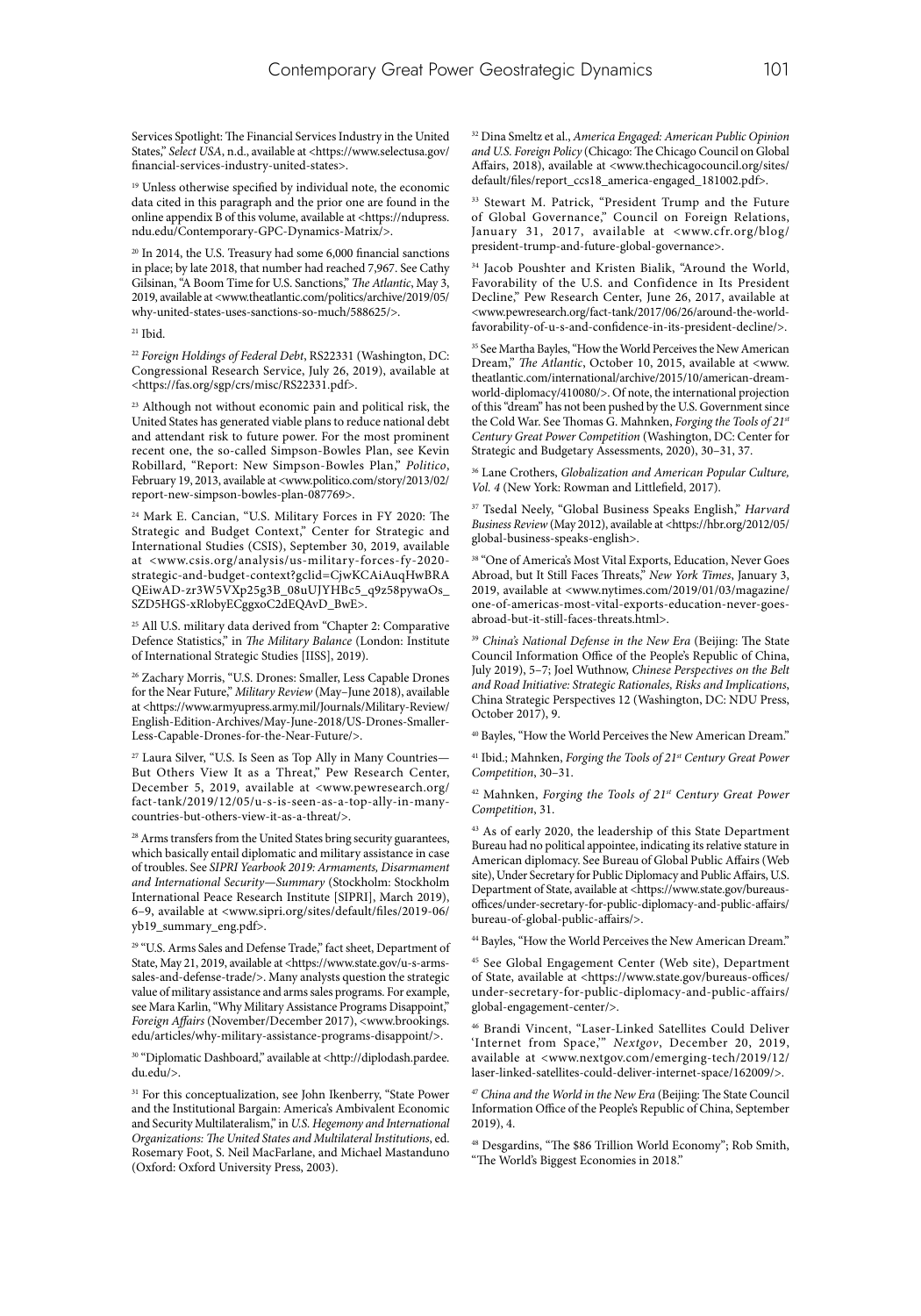Services Spotlight: The Financial Services Industry in the United States," *Select USA*, n.d., available at <https://www.selectusa.gov/financial-services-industry-united-states>.

[19] Unless otherwise specified by individual note, the economic data cited in this paragraph and the prior one are found in the online appendix B of this volume, available at <https://ndupress.ndu.edu/Contemporary-GPC-Dynamics-Matrix/>.

[20] In 2014, the U.S. Treasury had some 6,000 financial sanctions in place; by late 2018, that number had reached 7,967. See Cathy Gilsinan, "A Boom Time for U.S. Sanctions," *The Atlantic*, May 3, 2019, available at <www.theatlantic.com/politics/archive/2019/05/why-united-states-uses-sanctions-so-much/588625/>.

[21] Ibid.

[22] *Foreign Holdings of Federal Debt*, RS22331 (Washington, DC: Congressional Research Service, July 26, 2019), available at <https://fas.org/sgp/crs/misc/RS22331.pdf>.

[23] Although not without economic pain and political risk, the United States has generated viable plans to reduce national debt and attendant risk to future power. For the most prominent recent one, the so-called Simpson-Bowles Plan, see Kevin Robillard, "Report: New Simpson-Bowles Plan," *Politico*, February 19, 2013, available at <www.politico.com/story/2013/02/report-new-simpson-bowles-plan-087769>.

[24] Mark E. Cancian, "U.S. Military Forces in FY 2020: The Strategic and Budget Context," Center for Strategic and International Studies (CSIS), September 30, 2019, available at <www.csis.org/analysis/us-military-forces-fy-2020-strategic-and-budget-context?gclid=CjwKCAiAuqHwBRAQEiwAD-zr3W5VXp25g3B_08uUJYHBc5_q9z58pywaOs_SZD5HGS-xRlobyECggxoC2dEQAvD_BwE>.

[25] All U.S. military data derived from "Chapter 2: Comparative Defence Statistics," in *The Military Balance* (London: Institute of International Strategic Studies [IISS], 2019).

[26] Zachary Morris, "U.S. Drones: Smaller, Less Capable Drones for the Near Future," *Military Review* (May–June 2018), available at <https://www.armyupress.army.mil/Journals/Military-Review/English-Edition-Archives/May-June-2018/US-Drones-Smaller-Less-Capable-Drones-for-the-Near-Future/>.

[27] Laura Silver, "U.S. Is Seen as Top Ally in Many Countries—But Others View It as a Threat," Pew Research Center, December 5, 2019, available at <www.pewresearch.org/fact-tank/2019/12/05/u-s-is-seen-as-a-top-ally-in-many-countries-but-others-view-it-as-a-threat/>.

[28] Arms transfers from the United States bring security guarantees, which basically entail diplomatic and military assistance in case of troubles. See *SIPRI Yearbook 2019: Armaments, Disarmament and International Security—Summary* (Stockholm: Stockholm International Peace Research Institute [SIPRI], March 2019), 6–9, available at <www.sipri.org/sites/default/files/2019-06/yb19_summary_eng.pdf>.

[29] "U.S. Arms Sales and Defense Trade," fact sheet, Department of State, May 21, 2019, available at <https://www.state.gov/u-s-arms-sales-and-defense-trade/>. Many analysts question the strategic value of military assistance and arms sales programs. For example, see Mara Karlin, "Why Military Assistance Programs Disappoint," *Foreign Affairs* (November/December 2017), <www.brookings.edu/articles/why-military-assistance-programs-disappoint/>.

[30] "Diplomatic Dashboard," available at <http://diplodash.pardee.du.edu/>.

[31] For this conceptualization, see John Ikenberry, "State Power and the Institutional Bargain: America's Ambivalent Economic and Security Multilateralism," in *U.S. Hegemony and International Organizations: The United States and Multilateral Institutions*, ed. Rosemary Foot, S. Neil MacFarlane, and Michael Mastanduno (Oxford: Oxford University Press, 2003).

[32] Dina Smeltz et al., *America Engaged: American Public Opinion and U.S. Foreign Policy* (Chicago: The Chicago Council on Global Affairs, 2018), available at <www.thechicagocouncil.org/sites/default/files/report_ccs18_america-engaged_181002.pdf>.

[33] Stewart M. Patrick, "President Trump and the Future of Global Governance," Council on Foreign Relations, January 31, 2017, available at <www.cfr.org/blog/president-trump-and-future-global-governance>.

[34] Jacob Poushter and Kristen Bialik, "Around the World, Favorability of the U.S. and Confidence in Its President Decline," Pew Research Center, June 26, 2017, available at <www.pewresearch.org/fact-tank/2017/06/26/around-the-world-favorability-of-u-s-and-confidence-in-its-president-decline/>.

[35] See Martha Bayles, "How the World Perceives the New American Dream," *The Atlantic*, October 10, 2015, available at <www.theatlantic.com/international/archive/2015/10/american-dream-world-diplomacy/410080/>. Of note, the international projection of this "dream" has not been pushed by the U.S. Government since the Cold War. See Thomas G. Mahnken, *Forging the Tools of 21st Century Great Power Competition* (Washington, DC: Center for Strategic and Budgetary Assessments, 2020), 30–31, 37.

[36] Lane Crothers, *Globalization and American Popular Culture, Vol. 4* (New York: Rowman and Littlefield, 2017).

[37] Tsedal Neely, "Global Business Speaks English," *Harvard Business Review* (May 2012), available at <https://hbr.org/2012/05/global-business-speaks-english>.

[38] "One of America's Most Vital Exports, Education, Never Goes Abroad, but It Still Faces Threats," *New York Times*, January 3, 2019, available at <www.nytimes.com/2019/01/03/magazine/one-of-americas-most-vital-exports-education-never-goes-abroad-but-it-still-faces-threats.html>.

[39] *China's National Defense in the New Era* (Beijing: The State Council Information Office of the People's Republic of China, July 2019), 5–7; Joel Wuthnow, *Chinese Perspectives on the Belt and Road Initiative: Strategic Rationales, Risks and Implications*, China Strategic Perspectives 12 (Washington, DC: NDU Press, October 2017), 9.

[40] Bayles, "How the World Perceives the New American Dream."

[41] Ibid.; Mahnken, *Forging the Tools of 21st Century Great Power Competition*, 30–31.

[42] Mahnken, *Forging the Tools of 21st Century Great Power Competition*, 31.

[43] As of early 2020, the leadership of this State Department Bureau had no political appointee, indicating its relative stature in American diplomacy. See Bureau of Global Public Affairs (Web site), Under Secretary for Public Diplomacy and Public Affairs, U.S. Department of State, available at <https://www.state.gov/bureaus-offices/under-secretary-for-public-diplomacy-and-public-affairs/bureau-of-global-public-affairs/>.

[44] Bayles, "How the World Perceives the New American Dream."

[45] See Global Engagement Center (Web site), Department of State, available at <https://www.state.gov/bureaus-offices/under-secretary-for-public-diplomacy-and-public-affairs/global-engagement-center/>.

[46] Brandi Vincent, "Laser-Linked Satellites Could Deliver 'Internet from Space,'" *Nextgov*, December 20, 2019, available at <www.nextgov.com/emerging-tech/2019/12/laser-linked-satellites-could-deliver-internet-space/162009/>.

[47] *China and the World in the New Era* (Beijing: The State Council Information Office of the People's Republic of China, September 2019), 4.

[48] Desgardins, "The $86 Trillion World Economy"; Rob Smith, "The World's Biggest Economies in 2018."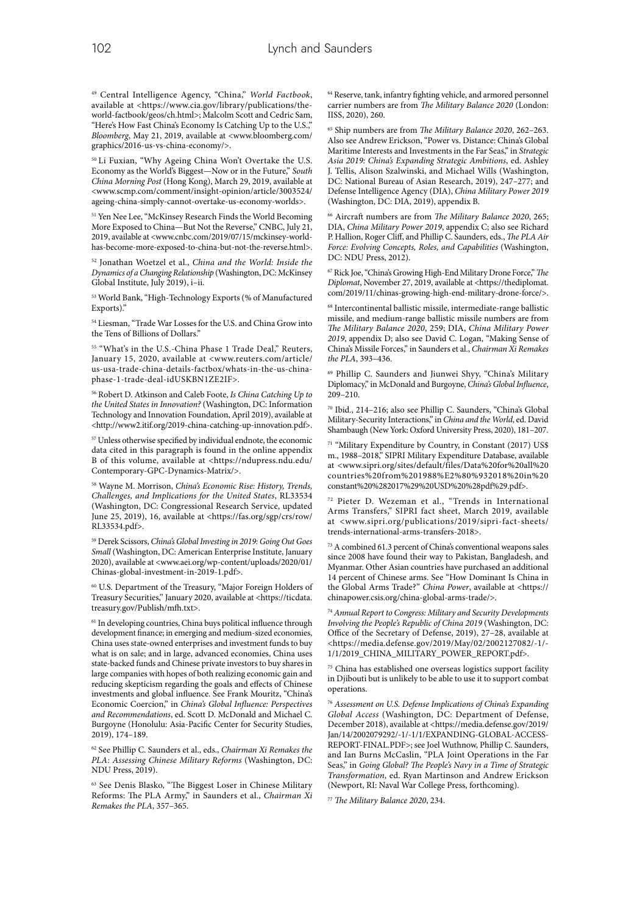[49] Central Intelligence Agency, "China," *World Factbook*, available at <https://www.cia.gov/library/publications/the-world-factbook/geos/ch.html>; Malcolm Scott and Cedric Sam, "Here's How Fast China's Economy Is Catching Up to the U.S.," *Bloomberg*, May 21, 2019, available at <www.bloomberg.com/graphics/2016-us-vs-china-economy/>.

[50] Li Fuxian, "Why Ageing China Won't Overtake the U.S. Economy as the World's Biggest—Now or in the Future," *South China Morning Post* (Hong Kong), March 29, 2019, available at <www.scmp.com/comment/insight-opinion/article/3003524/ageing-china-simply-cannot-overtake-us-economy-worlds>.

[51] Yen Nee Lee, "McKinsey Research Finds the World Becoming More Exposed to China—But Not the Reverse," CNBC, July 21, 2019, available at <www.cnbc.com/2019/07/15/mckinsey-world-has-become-more-exposed-to-china-but-not-the-reverse.html>.

[52] Jonathan Woetzel et al., *China and the World: Inside the Dynamics of a Changing Relationship* (Washington, DC: McKinsey Global Institute, July 2019), i–ii.

[53] World Bank, "High-Technology Exports (% of Manufactured Exports)."

[54] Liesman, "Trade War Losses for the U.S. and China Grow into the Tens of Billions of Dollars."

[55] "What's in the U.S.-China Phase 1 Trade Deal," Reuters, January 15, 2020, available at <www.reuters.com/article/us-usa-trade-china-details-factbox/whats-in-the-us-china-phase-1-trade-deal-idUSKBN1ZE2IF>.

[56] Robert D. Atkinson and Caleb Foote, *Is China Catching Up to the United States in Innovation?* (Washington, DC: Information Technology and Innovation Foundation, April 2019), available at <http://www2.itif.org/2019-china-catching-up-innovation.pdf>.

[57] Unless otherwise specified by individual endnote, the economic data cited in this paragraph is found in the online appendix B of this volume, available at <https://ndupress.ndu.edu/Contemporary-GPC-Dynamics-Matrix/>.

[58] Wayne M. Morrison, *China's Economic Rise: History, Trends, Challenges, and Implications for the United States*, RL33534 (Washington, DC: Congressional Research Service, updated June 25, 2019), 16, available at <https://fas.org/sgp/crs/row/RL33534.pdf>.

[59] Derek Scissors, *China's Global Investing in 2019: Going Out Goes Small* (Washington, DC: American Enterprise Institute, January 2020), available at <www.aei.org/wp-content/uploads/2020/01/Chinas-global-investment-in-2019-1.pdf>.

[60] U.S. Department of the Treasury, "Major Foreign Holders of Treasury Securities," January 2020, available at <https://ticdata.treasury.gov/Publish/mfh.txt>.

[61] In developing countries, China buys political influence through development finance; in emerging and medium-sized economies, China uses state-owned enterprises and investment funds to buy what is on sale; and in large, advanced economies, China uses state-backed funds and Chinese private investors to buy shares in large companies with hopes of both realizing economic gain and reducing skepticism regarding the goals and effects of Chinese investments and global influence. See Frank Mouritz, "China's Economic Coercion," in *China's Global Influence: Perspectives and Recommendations*, ed. Scott D. McDonald and Michael C. Burgoyne (Honolulu: Asia-Pacific Center for Security Studies, 2019), 174–189.

[62] See Phillip C. Saunders et al., eds., *Chairman Xi Remakes the PLA: Assessing Chinese Military Reforms* (Washington, DC: NDU Press, 2019).

[63] See Denis Blasko, "The Biggest Loser in Chinese Military Reforms: The PLA Army," in Saunders et al., *Chairman Xi Remakes the PLA*, 357–365.

[64] Reserve, tank, infantry fighting vehicle, and armored personnel carrier numbers are from *The Military Balance 2020* (London: IISS, 2020), 260.

[65] Ship numbers are from *The Military Balance 2020*, 262–263. Also see Andrew Erickson, "Power vs. Distance: China's Global Maritime Interests and Investments in the Far Seas," in *Strategic Asia 2019: China's Expanding Strategic Ambitions*, ed. Ashley J. Tellis, Alison Szalwinski, and Michael Wills (Washington, DC: National Bureau of Asian Research, 2019), 247–277; and Defense Intelligence Agency (DIA), *China Military Power 2019* (Washington, DC: DIA, 2019), appendix B.

[66] Aircraft numbers are from *The Military Balance 2020*, 265; DIA, *China Military Power 2019*, appendix C; also see Richard P. Hallion, Roger Cliff, and Phillip C. Saunders, eds., *The PLA Air Force: Evolving Concepts, Roles, and Capabilities* (Washington, DC: NDU Press, 2012).

[67] Rick Joe, "China's Growing High-End Military Drone Force," *The Diplomat*, November 27, 2019, available at <https://thediplomat.com/2019/11/chinas-growing-high-end-military-drone-force/>.

[68] Intercontinental ballistic missile, intermediate-range ballistic missile, and medium-range ballistic missile numbers are from *The Military Balance 2020*, 259; DIA, *China Military Power 2019*, appendix D; also see David C. Logan, "Making Sense of China's Missile Forces," in Saunders et al., *Chairman Xi Remakes the PLA*, 393–436.

[69] Phillip C. Saunders and Jiunwei Shyy, "China's Military Diplomacy," in McDonald and Burgoyne, *China's Global Influence*, 209–210.

[70] Ibid., 214–216; also see Phillip C. Saunders, "China's Global Military-Security Interactions," in *China and the World*, ed. David Shambaugh (New York: Oxford University Press, 2020), 181–207.

[71] "Military Expenditure by Country, in Constant (2017) US$ m., 1988–2018," SIPRI Military Expenditure Database, available at <www.sipri.org/sites/default/files/Data%20for%20all%20countries%20from%201988%E2%80%932018%20in%20constant%20%282017%29%20USD%20%28pdf%29.pdf>.

[72] Pieter D. Wezeman et al., "Trends in International Arms Transfers," SIPRI fact sheet, March 2019, available at <www.sipri.org/publications/2019/sipri-fact-sheets/trends-international-arms-transfers-2018>.

[73] A combined 61.3 percent of China's conventional weapons sales since 2008 have found their way to Pakistan, Bangladesh, and Myanmar. Other Asian countries have purchased an additional 14 percent of Chinese arms. See "How Dominant Is China in the Global Arms Trade?" *China Power*, available at <https://chinapower.csis.org/china-global-arms-trade/>.

[74] *Annual Report to Congress: Military and Security Developments Involving the People's Republic of China 2019* (Washington, DC: Office of the Secretary of Defense, 2019), 27–28, available at <https://media.defense.gov/2019/May/02/2002127082/-1/-1/1/2019_CHINA_MILITARY_POWER_REPORT.pdf>.

[75] China has established one overseas logistics support facility in Djibouti but is unlikely to be able to use it to support combat operations.

[76] *Assessment on U.S. Defense Implications of China's Expanding Global Access* (Washington, DC: Department of Defense, December 2018), available at <https://media.defense.gov/2019/Jan/14/2002079292/-1/-1/1/EXPANDING-GLOBAL-ACCESS-REPORT-FINAL.PDF>; see Joel Wuthnow, Phillip C. Saunders, and Ian Burns McCaslin, "PLA Joint Operations in the Far Seas," in *Going Global? The People's Navy in a Time of Strategic Transformation*, ed. Ryan Martinson and Andrew Erickson (Newport, RI: Naval War College Press, forthcoming).

[77] *The Military Balance 2020*, 234.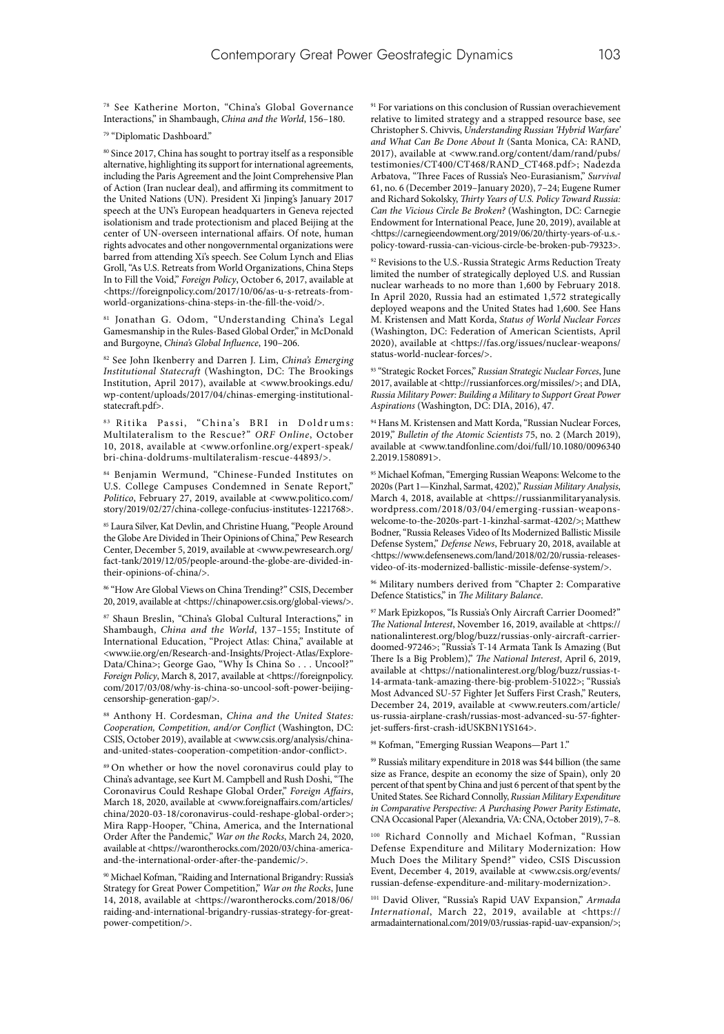[78] See Katherine Morton, "China's Global Governance Interactions," in Shambaugh, *China and the World*, 156–180.

[79] "Diplomatic Dashboard."

[80] Since 2017, China has sought to portray itself as a responsible alternative, highlighting its support for international agreements, including the Paris Agreement and the Joint Comprehensive Plan of Action (Iran nuclear deal), and affirming its commitment to the United Nations (UN). President Xi Jinping's January 2017 speech at the UN's European headquarters in Geneva rejected isolationism and trade protectionism and placed Beijing at the center of UN-overseen international affairs. Of note, human rights advocates and other nongovernmental organizations were barred from attending Xi's speech. See Colum Lynch and Elias Groll, "As U.S. Retreats from World Organizations, China Steps In to Fill the Void," *Foreign Policy*, October 6, 2017, available at <https://foreignpolicy.com/2017/10/06/as-u-s-retreats-from-world-organizations-china-steps-in-the-fill-the-void/>.

[81] Jonathan G. Odom, "Understanding China's Legal Gamesmanship in the Rules-Based Global Order," in McDonald and Burgoyne, *China's Global Influence*, 190–206.

[82] See John Ikenberry and Darren J. Lim, *China's Emerging Institutional Statecraft* (Washington, DC: The Brookings Institution, April 2017), available at <www.brookings.edu/wp-content/uploads/2017/04/chinas-emerging-institutional-statecraft.pdf>.

[83] Ritika Passi, "China's BRI in Doldrums: Multilateralism to the Rescue?" *ORF Online*, October 10, 2018, available at <www.orfonline.org/expert-speak/bri-china-doldrums-multilateralism-rescue-44893/>.

[84] Benjamin Wermund, "Chinese-Funded Institutes on U.S. College Campuses Condemned in Senate Report," *Politico*, February 27, 2019, available at <www.politico.com/story/2019/02/27/china-college-confucius-institutes-1221768>.

[85] Laura Silver, Kat Devlin, and Christine Huang, "People Around the Globe Are Divided in Their Opinions of China," Pew Research Center, December 5, 2019, available at <www.pewresearch.org/fact-tank/2019/12/05/people-around-the-globe-are-divided-in-their-opinions-of-china/>.

[86] "How Are Global Views on China Trending?" CSIS, December 20, 2019, available at <https://chinapower.csis.org/global-views/>.

[87] Shaun Breslin, "China's Global Cultural Interactions," in Shambaugh, *China and the World*, 137–155; Institute of International Education, "Project Atlas: China," available at <www.iie.org/en/Research-and-Insights/Project-Atlas/Explore-Data/China>; George Gao, "Why Is China So . . . Uncool?" *Foreign Policy*, March 8, 2017, available at <https://foreignpolicy.com/2017/03/08/why-is-china-so-uncool-soft-power-beijing-censorship-generation-gap/>.

[88] Anthony H. Cordesman, *China and the United States: Cooperation, Competition, and/or Conflict* (Washington, DC: CSIS, October 2019), available at <www.csis.org/analysis/china-and-united-states-cooperation-competition-andor-conflict>.

[89] On whether or how the novel coronavirus could play to China's advantage, see Kurt M. Campbell and Rush Doshi, "The Coronavirus Could Reshape Global Order," *Foreign Affairs*, March 18, 2020, available at <www.foreignaffairs.com/articles/china/2020-03-18/coronavirus-could-reshape-global-order>; Mira Rapp-Hooper, "China, America, and the International Order After the Pandemic," *War on the Rocks*, March 24, 2020, available at <https://warontherocks.com/2020/03/china-america-and-the-international-order-after-the-pandemic/>.

[90] Michael Kofman, "Raiding and International Brigandry: Russia's Strategy for Great Power Competition," *War on the Rocks*, June 14, 2018, available at <https://warontherocks.com/2018/06/raiding-and-international-brigandry-russias-strategy-for-great-power-competition/>.

[91] For variations on this conclusion of Russian overachievement relative to limited strategy and a strapped resource base, see Christopher S. Chivvis, *Understanding Russian 'Hybrid Warfare' and What Can Be Done About It* (Santa Monica, CA: RAND, 2017), available at <www.rand.org/content/dam/rand/pubs/testimonies/CT400/CT468/RAND_CT468.pdf>; Nadezda Arbatova, "Three Faces of Russia's Neo-Eurasianism," *Survival* 61, no. 6 (December 2019–January 2020), 7–24; Eugene Rumer and Richard Sokolsky, *Thirty Years of U.S. Policy Toward Russia: Can the Vicious Circle Be Broken?* (Washington, DC: Carnegie Endowment for International Peace, June 20, 2019), available at <https://carnegieendowment.org/2019/06/20/thirty-years-of-u.s.-policy-toward-russia-can-vicious-circle-be-broken-pub-79323>.

[92] Revisions to the U.S.-Russia Strategic Arms Reduction Treaty limited the number of strategically deployed U.S. and Russian nuclear warheads to no more than 1,600 by February 2018. In April 2020, Russia had an estimated 1,572 strategically deployed weapons and the United States had 1,600. See Hans M. Kristensen and Matt Korda, *Status of World Nuclear Forces* (Washington, DC: Federation of American Scientists, April 2020), available at <https://fas.org/issues/nuclear-weapons/status-world-nuclear-forces/>.

[93] "Strategic Rocket Forces," *Russian Strategic Nuclear Forces*, June 2017, available at <http://russianforces.org/missiles/>; and DIA, *Russia Military Power: Building a Military to Support Great Power Aspirations* (Washington, DC: DIA, 2016), 47.

[94] Hans M. Kristensen and Matt Korda, "Russian Nuclear Forces, 2019," *Bulletin of the Atomic Scientists* 75, no. 2 (March 2019), available at <www.tandfonline.com/doi/full/10.1080/00963402.2019.1580891>.

[95] Michael Kofman, "Emerging Russian Weapons: Welcome to the 2020s (Part 1—Kinzhal, Sarmat, 4202)," *Russian Military Analysis*, March 4, 2018, available at <https://russianmilitaryanalysis.wordpress.com/2018/03/04/emerging-russian-weapons-welcome-to-the-2020s-part-1-kinzhal-sarmat-4202/>; Matthew Bodner, "Russia Releases Video of Its Modernized Ballistic Missile Defense System," *Defense News*, February 20, 2018, available at <https://www.defensenews.com/land/2018/02/20/russia-releases-video-of-its-modernized-ballistic-missile-defense-system/>.

[96] Military numbers derived from "Chapter 2: Comparative Defence Statistics," in *The Military Balance*.

[97] Mark Epizkopos, "Is Russia's Only Aircraft Carrier Doomed?" *The National Interest*, November 16, 2019, available at <https://nationalinterest.org/blog/buzz/russias-only-aircraft-carrier-doomed-97246>; "Russia's T-14 Armata Tank Is Amazing (But There Is a Big Problem)," *The National Interest*, April 6, 2019, available at <https://nationalinterest.org/blog/buzz/russias-t-14-armata-tank-amazing-there-big-problem-51022>; "Russia's Most Advanced SU-57 Fighter Jet Suffers First Crash," Reuters, December 24, 2019, available at <www.reuters.com/article/us-russia-airplane-crash/russias-most-advanced-su-57-fighter-jet-suffers-first-crash-idUSKBN1YS164>.

[98] Kofman, "Emerging Russian Weapons—Part 1."

[99] Russia's military expenditure in 2018 was $44 billion (the same size as France, despite an economy the size of Spain), only 20 percent of that spent by China and just 6 percent of that spent by the United States. See Richard Connolly, *Russian Military Expenditure in Comparative Perspective: A Purchasing Power Parity Estimate*, CNA Occasional Paper (Alexandria, VA: CNA, October 2019), 7–8.

[100] Richard Connolly and Michael Kofman, "Russian Defense Expenditure and Military Modernization: How Much Does the Military Spend?" video, CSIS Discussion Event, December 4, 2019, available at <www.csis.org/events/russian-defense-expenditure-and-military-modernization>.

[101] David Oliver, "Russia's Rapid UAV Expansion," *Armada International*, March 22, 2019, available at <https://armadainternational.com/2019/03/russias-rapid-uav-expansion/>;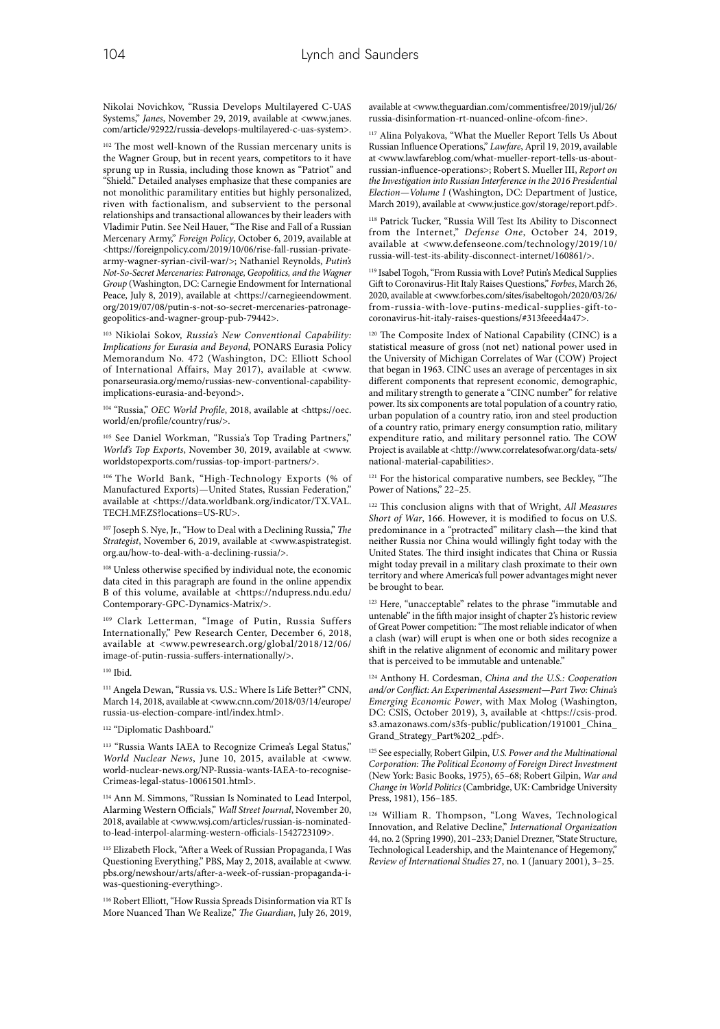Nikolai Novichkov, "Russia Develops Multilayered C-UAS Systems," *Janes*, November 29, 2019, available at <www.janes.com/article/92922/russia-develops-multilayered-c-uas-system>.

[102] The most well-known of the Russian mercenary units is the Wagner Group, but in recent years, competitors to it have sprung up in Russia, including those known as "Patriot" and "Shield." Detailed analyses emphasize that these companies are not monolithic paramilitary entities but highly personalized, riven with factionalism, and subservient to the personal relationships and transactional allowances by their leaders with Vladimir Putin. See Neil Hauer, "The Rise and Fall of a Russian Mercenary Army," *Foreign Policy*, October 6, 2019, available at <https://foreignpolicy.com/2019/10/06/rise-fall-russian-private-army-wagner-syrian-civil-war/>; Nathaniel Reynolds, *Putin's Not-So-Secret Mercenaries: Patronage, Geopolitics, and the Wagner Group* (Washington, DC: Carnegie Endowment for International Peace, July 8, 2019), available at <https://carnegieendowment.org/2019/07/08/putin-s-not-so-secret-mercenaries-patronage-geopolitics-and-wagner-group-pub-79442>.

[103] Nikiolai Sokov, *Russia's New Conventional Capability: Implications for Eurasia and Beyond*, PONARS Eurasia Policy Memorandum No. 472 (Washington, DC: Elliott School of International Affairs, May 2017), available at <www.ponarseurasia.org/memo/russias-new-conventional-capability-implications-eurasia-and-beyond>.

[104] "Russia," *OEC World Profile*, 2018, available at <https://oec.world/en/profile/country/rus/>.

[105] See Daniel Workman, "Russia's Top Trading Partners," *World's Top Exports*, November 30, 2019, available at <www.worldstopexports.com/russias-top-import-partners/>.

[106] The World Bank, "High-Technology Exports (% of Manufactured Exports)—United States, Russian Federation," available at <https://data.worldbank.org/indicator/TX.VAL.TECH.MF.ZS?locations=US-RU>.

[107] Joseph S. Nye, Jr., "How to Deal with a Declining Russia," *The Strategist*, November 6, 2019, available at <www.aspistrategist.org.au/how-to-deal-with-a-declining-russia/>.

[108] Unless otherwise specified by individual note, the economic data cited in this paragraph are found in the online appendix B of this volume, available at <https://ndupress.ndu.edu/Contemporary-GPC-Dynamics-Matrix/>.

[109] Clark Letterman, "Image of Putin, Russia Suffers Internationally," Pew Research Center, December 6, 2018, available at <www.pewresearch.org/global/2018/12/06/image-of-putin-russia-suffers-internationally/>.

[110] Ibid.

[111] Angela Dewan, "Russia vs. U.S.: Where Is Life Better?" CNN, March 14, 2018, available at <www.cnn.com/2018/03/14/europe/russia-us-election-compare-intl/index.html>.

[112] "Diplomatic Dashboard."

[113] "Russia Wants IAEA to Recognize Crimea's Legal Status," *World Nuclear News*, June 10, 2015, available at <www.world-nuclear-news.org/NP-Russia-wants-IAEA-to-recognise-Crimeas-legal-status-10061501.html>.

[114] Ann M. Simmons, "Russian Is Nominated to Lead Interpol, Alarming Western Officials," *Wall Street Journal*, November 20, 2018, available at <www.wsj.com/articles/russian-is-nominated-to-lead-interpol-alarming-western-officials-1542723109>.

[115] Elizabeth Flock, "After a Week of Russian Propaganda, I Was Questioning Everything," PBS, May 2, 2018, available at <www.pbs.org/newshour/arts/after-a-week-of-russian-propaganda-i-was-questioning-everything>.

[116] Robert Elliott, "How Russia Spreads Disinformation via RT Is More Nuanced Than We Realize," *The Guardian*, July 26, 2019, available at <www.theguardian.com/commentisfree/2019/jul/26/russia-disinformation-rt-nuanced-online-ofcom-fine>.

[117] Alina Polyakova, "What the Mueller Report Tells Us About Russian Influence Operations," *Lawfare*, April 19, 2019, available at <www.lawfareblog.com/what-mueller-report-tells-us-about-russian-influence-operations>; Robert S. Mueller III, *Report on the Investigation into Russian Interference in the 2016 Presidential Election—Volume I* (Washington, DC: Department of Justice, March 2019), available at <www.justice.gov/storage/report.pdf>.

[118] Patrick Tucker, "Russia Will Test Its Ability to Disconnect from the Internet," *Defense One*, October 24, 2019, available at <www.defenseone.com/technology/2019/10/russia-will-test-its-ability-disconnect-internet/160861/>.

[119] Isabel Togoh, "From Russia with Love? Putin's Medical Supplies Gift to Coronavirus-Hit Italy Raises Questions," *Forbes*, March 26, 2020, available at <www.forbes.com/sites/isabeltogoh/2020/03/26/from-russia-with-love-putins-medical-supplies-gift-to-coronavirus-hit-italy-raises-questions/#313feeed4a47>.

[120] The Composite Index of National Capability (CINC) is a statistical measure of gross (not net) national power used in the University of Michigan Correlates of War (COW) Project that began in 1963. CINC uses an average of percentages in six different components that represent economic, demographic, and military strength to generate a "CINC number" for relative power. Its six components are total population of a country ratio, urban population of a country ratio, iron and steel production of a country ratio, primary energy consumption ratio, military expenditure ratio, and military personnel ratio. The COW Project is available at <http://www.correlatesofwar.org/data-sets/national-material-capabilities>.

[121] For the historical comparative numbers, see Beckley, "The Power of Nations," 22–25.

[122] This conclusion aligns with that of Wright, *All Measures Short of War*, 166. However, it is modified to focus on U.S. predominance in a "protracted" military clash—the kind that neither Russia nor China would willingly fight today with the United States. The third insight indicates that China or Russia might today prevail in a military clash proximate to their own territory and where America's full power advantages might never be brought to bear.

[123] Here, "unacceptable" relates to the phrase "immutable and untenable" in the fifth major insight of chapter 2's historic review of Great Power competition: "The most reliable indicator of when a clash (war) will erupt is when one or both sides recognize a shift in the relative alignment of economic and military power that is perceived to be immutable and untenable."

[124] Anthony H. Cordesman, *China and the U.S.: Cooperation and/or Conflict: An Experimental Assessment—Part Two: China's Emerging Economic Power*, with Max Molog (Washington, DC: CSIS, October 2019), 3, available at <https://csis-prod.s3.amazonaws.com/s3fs-public/publication/191001_China_Grand_Strategy_Part%202_.pdf>.

[125] See especially, Robert Gilpin, *U.S. Power and the Multinational Corporation: The Political Economy of Foreign Direct Investment* (New York: Basic Books, 1975), 65–68; Robert Gilpin, *War and Change in World Politics* (Cambridge, UK: Cambridge University Press, 1981), 156–185.

[126] William R. Thompson, "Long Waves, Technological Innovation, and Relative Decline," *International Organization* 44, no. 2 (Spring 1990), 201–233; Daniel Drezner, "State Structure, Technological Leadership, and the Maintenance of Hegemony," *Review of International Studies* 27, no. 1 (January 2001), 3–25.